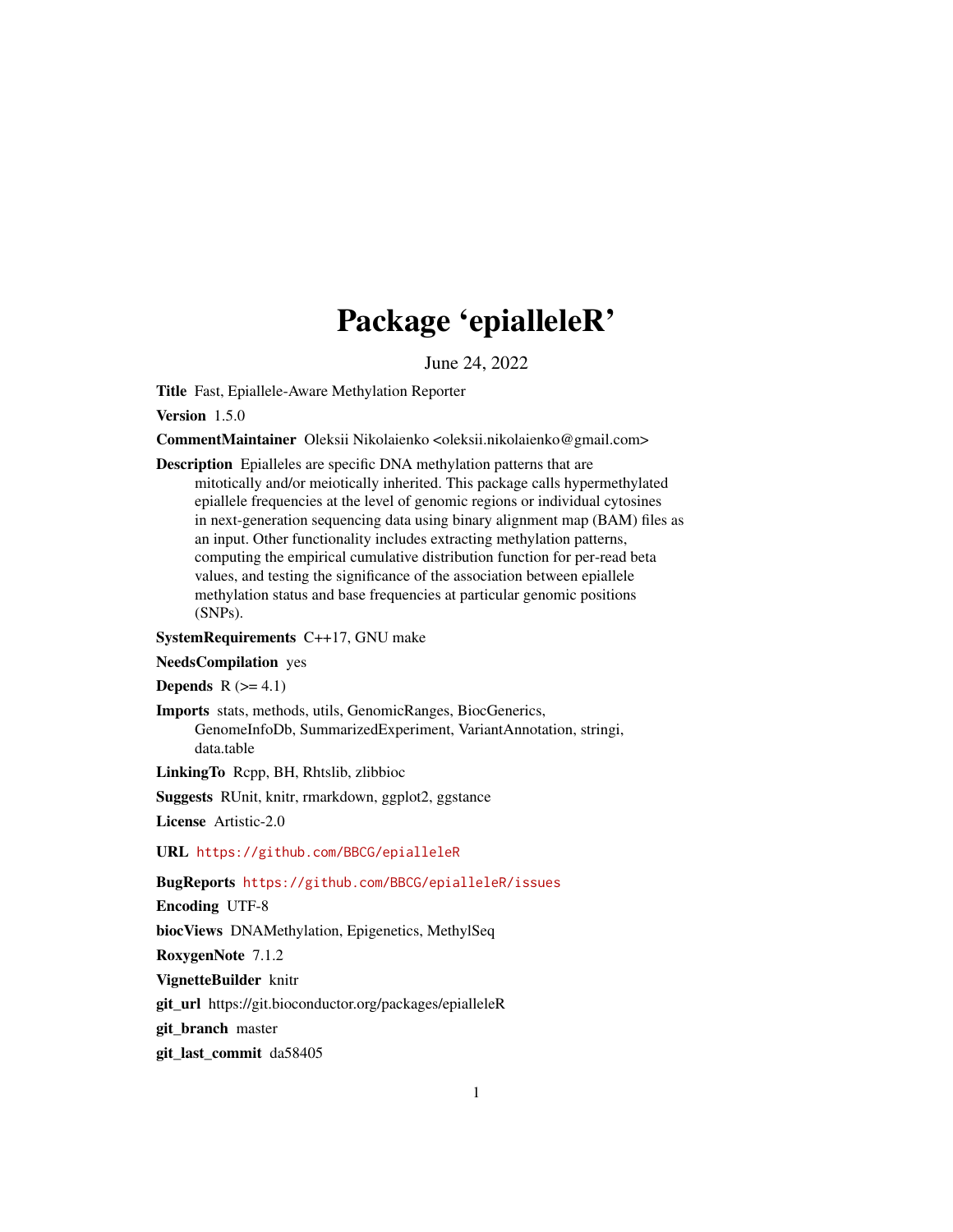# Package 'epialleleR'

June 24, 2022

**Title** Fast, Epiallele-Aware Methylation Reporter

**Version** 1.5.0

**CommentMaintainer** Oleksii Nikolaienko <oleksii.nikolaienko@gmail.com>

**Description** Epialleles are specific DNA methylation patterns that are mitotically and/or meiotically inherited. This package calls hypermethylated epiallele frequencies at the level of genomic regions or individual cytosines in next-generation sequencing data using binary alignment map (BAM) files as an input. Other functionality includes extracting methylation patterns, computing the empirical cumulative distribution function for per-read beta values, and testing the significance of the association between epiallele methylation status and base frequencies at particular genomic positions (SNPs).

**SystemRequirements** C++17, GNU make

**NeedsCompilation** yes

**Depends** R (>= 4.1)

**Imports** stats, methods, utils, GenomicRanges, BiocGenerics, GenomeInfoDb, SummarizedExperiment, VariantAnnotation, stringi, data.table

**LinkingTo** Rcpp, BH, Rhtslib, zlibbioc

**Suggests** RUnit, knitr, rmarkdown, ggplot2, ggstance

**License** Artistic-2.0

**URL** https://github.com/BBCG/epialleleR

**BugReports** https://github.com/BBCG/epialleleR/issues

**Encoding** UTF-8

**biocViews** DNAMethylation, Epigenetics, MethylSeq

**RoxygenNote** 7.1.2

**VignetteBuilder** knitr

**git_url** https://git.bioconductor.org/packages/epialleleR

**git_branch** master

**git_last_commit** da58405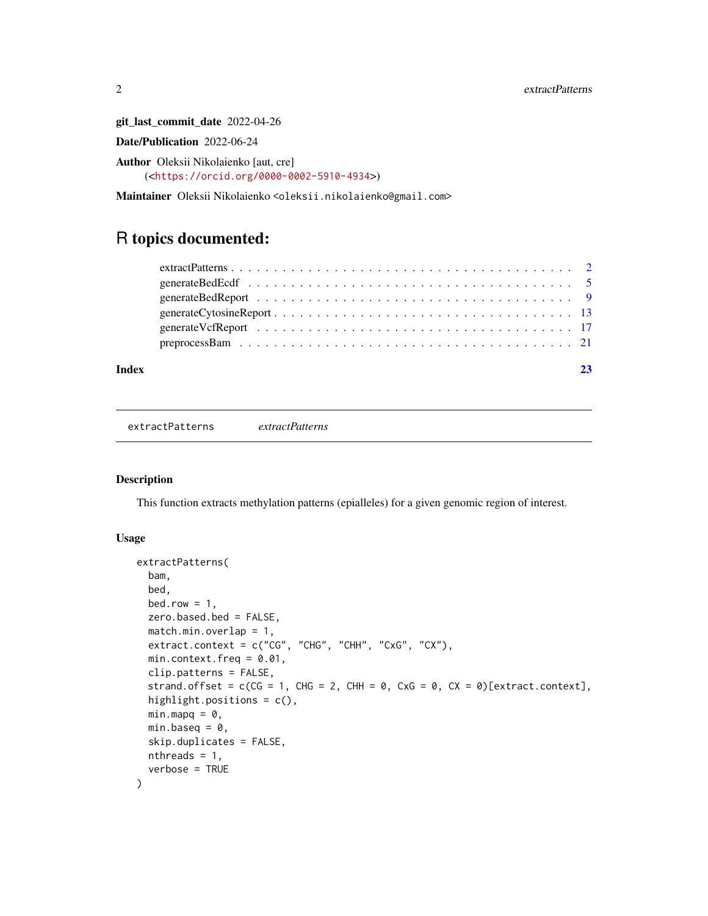**git_last_commit_date** 2022-04-26

**Date/Publication** 2022-06-24

**Author** Oleksii Nikolaienko [aut, cre] (<https://orcid.org/0000-0002-5910-4934>)

**Maintainer** Oleksii Nikolaienko <oleksii.nikolaienko@gmail.com>

# R topics documented:

- extractPatterns . . . . . . . . . . . . . . . . . . . . . . . . . . . . . . . . . . . . . 2
- generateBedEcdf . . . . . . . . . . . . . . . . . . . . . . . . . . . . . . . . . . . . 5
- generateBedReport . . . . . . . . . . . . . . . . . . . . . . . . . . . . . . . . . . . 9
- generateCytosineReport . . . . . . . . . . . . . . . . . . . . . . . . . . . . . . . . . 13
- generateVcfReport . . . . . . . . . . . . . . . . . . . . . . . . . . . . . . . . . . . 17
- preprocessBam . . . . . . . . . . . . . . . . . . . . . . . . . . . . . . . . . . . . . 21

**Index** 23

---

`extractPatterns` *extractPatterns*

---

### Description

This function extracts methylation patterns (epialleles) for a given genomic region of interest.

### Usage

```
extractPatterns(
  bam,
  bed,
  bed.row = 1,
  zero.based.bed = FALSE,
  match.min.overlap = 1,
  extract.context = c("CG", "CHG", "CHH", "CxG", "CX"),
  min.context.freq = 0.01,
  clip.patterns = FALSE,
  strand.offset = c(CG = 1, CHG = 2, CHH = 0, CxG = 0, CX = 0)[extract.context],
  highlight.positions = c(),
  min.mapq = 0,
  min.baseq = 0,
  skip.duplicates = FALSE,
  nthreads = 1,
  verbose = TRUE
)
```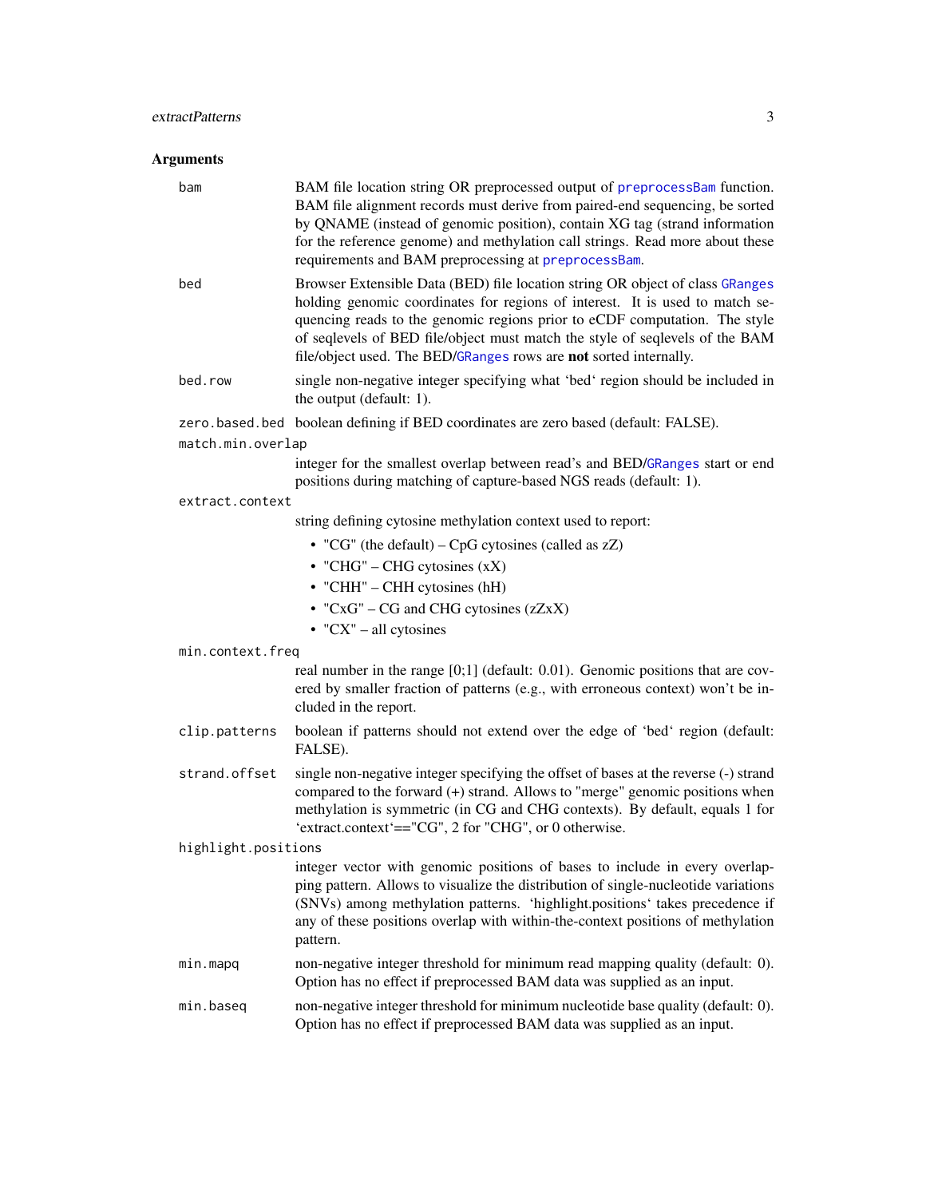## Arguments

**bam**
: BAM file location string OR preprocessed output of `preprocessBam` function. BAM file alignment records must derive from paired-end sequencing, be sorted by QNAME (instead of genomic position), contain XG tag (strand information for the reference genome) and methylation call strings. Read more about these requirements and BAM preprocessing at `preprocessBam`.

**bed**
: Browser Extensible Data (BED) file location string OR object of class `GRanges` holding genomic coordinates for regions of interest. It is used to match sequencing reads to the genomic regions prior to eCDF computation. The style of seqlevels of BED file/object must match the style of seqlevels of the BAM file/object used. The BED/`GRanges` rows are **not** sorted internally.

**bed.row**
: single non-negative integer specifying what 'bed' region should be included in the output (default: 1).

**zero.based.bed**
: boolean defining if BED coordinates are zero based (default: FALSE).

**match.min.overlap**
: integer for the smallest overlap between read's and BED/`GRanges` start or end positions during matching of capture-based NGS reads (default: 1).

**extract.context**
: string defining cytosine methylation context used to report:
  - "CG" (the default) – CpG cytosines (called as zZ)
  - "CHG" – CHG cytosines (xX)
  - "CHH" – CHH cytosines (hH)
  - "CxG" – CG and CHG cytosines (zZxX)
  - "CX" – all cytosines

**min.context.freq**
: real number in the range [0;1] (default: 0.01). Genomic positions that are covered by smaller fraction of patterns (e.g., with erroneous context) won't be included in the report.

**clip.patterns**
: boolean if patterns should not extend over the edge of 'bed' region (default: FALSE).

**strand.offset**
: single non-negative integer specifying the offset of bases at the reverse (-) strand compared to the forward (+) strand. Allows to "merge" genomic positions when methylation is symmetric (in CG and CHG contexts). By default, equals 1 for 'extract.context'=="CG", 2 for "CHG", or 0 otherwise.

**highlight.positions**
: integer vector with genomic positions of bases to include in every overlapping pattern. Allows to visualize the distribution of single-nucleotide variations (SNVs) among methylation patterns. 'highlight.positions' takes precedence if any of these positions overlap with within-the-context positions of methylation pattern.

**min.mapq**
: non-negative integer threshold for minimum read mapping quality (default: 0). Option has no effect if preprocessed BAM data was supplied as an input.

**min.baseq**
: non-negative integer threshold for minimum nucleotide base quality (default: 0). Option has no effect if preprocessed BAM data was supplied as an input.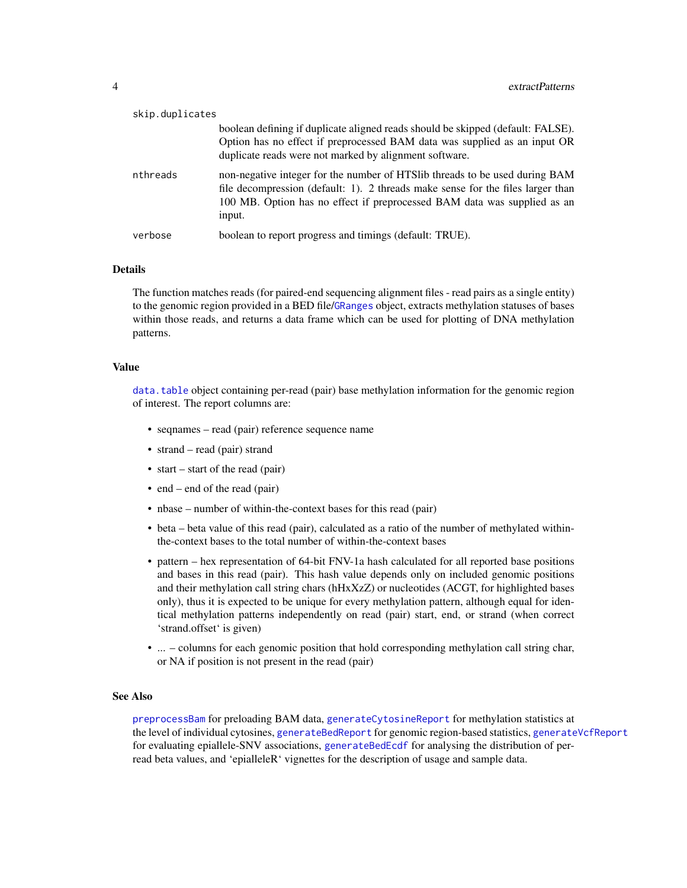skip.duplicates
: boolean defining if duplicate aligned reads should be skipped (default: FALSE). Option has no effect if preprocessed BAM data was supplied as an input OR duplicate reads were not marked by alignment software.

nthreads
: non-negative integer for the number of HTSlib threads to be used during BAM file decompression (default: 1). 2 threads make sense for the files larger than 100 MB. Option has no effect if preprocessed BAM data was supplied as an input.

verbose
: boolean to report progress and timings (default: TRUE).

### Details

The function matches reads (for paired-end sequencing alignment files - read pairs as a single entity) to the genomic region provided in a BED file/`GRanges` object, extracts methylation statuses of bases within those reads, and returns a data frame which can be used for plotting of DNA methylation patterns.

### Value

`data.table` object containing per-read (pair) base methylation information for the genomic region of interest. The report columns are:

- seqnames – read (pair) reference sequence name
- strand – read (pair) strand
- start – start of the read (pair)
- end – end of the read (pair)
- nbase – number of within-the-context bases for this read (pair)
- beta – beta value of this read (pair), calculated as a ratio of the number of methylated within-the-context bases to the total number of within-the-context bases
- pattern – hex representation of 64-bit FNV-1a hash calculated for all reported base positions and bases in this read (pair). This hash value depends only on included genomic positions and their methylation call string chars (hHxXzZ) or nucleotides (ACGT, for highlighted bases only), thus it is expected to be unique for every methylation pattern, although equal for identical methylation patterns independently on read (pair) start, end, or strand (when correct 'strand.offset' is given)
- ... – columns for each genomic position that hold corresponding methylation call string char, or NA if position is not present in the read (pair)

### See Also

`preprocessBam` for preloading BAM data, `generateCytosineReport` for methylation statistics at the level of individual cytosines, `generateBedReport` for genomic region-based statistics, `generateVcfReport` for evaluating epiallele-SNV associations, `generateBedEcdf` for analysing the distribution of per-read beta values, and 'epialleleR' vignettes for the description of usage and sample data.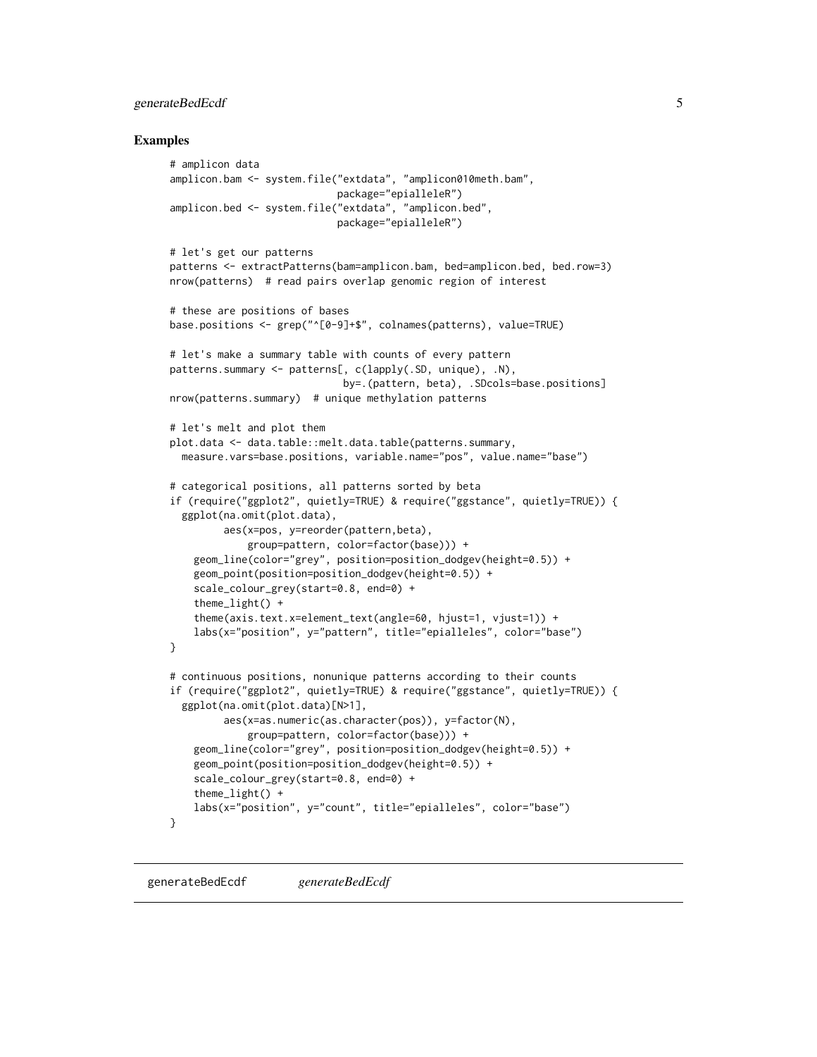## Examples

```
# amplicon data
amplicon.bam <- system.file("extdata", "amplicon010meth.bam",
                            package="epialleleR")
amplicon.bed <- system.file("extdata", "amplicon.bed",
                            package="epialleleR")

# let's get our patterns
patterns <- extractPatterns(bam=amplicon.bam, bed=amplicon.bed, bed.row=3)
nrow(patterns)  # read pairs overlap genomic region of interest

# these are positions of bases
base.positions <- grep("^[0-9]+$", colnames(patterns), value=TRUE)

# let's make a summary table with counts of every pattern
patterns.summary <- patterns[, c(lapply(.SD, unique), .N),
                             by=.(pattern, beta), .SDcols=base.positions]
nrow(patterns.summary)  # unique methylation patterns

# let's melt and plot them
plot.data <- data.table::melt.data.table(patterns.summary,
  measure.vars=base.positions, variable.name="pos", value.name="base")

# categorical positions, all patterns sorted by beta
if (require("ggplot2", quietly=TRUE) & require("ggstance", quietly=TRUE)) {
  ggplot(na.omit(plot.data),
         aes(x=pos, y=reorder(pattern,beta),
             group=pattern, color=factor(base))) +
    geom_line(color="grey", position=position_dodgev(height=0.5)) +
    geom_point(position=position_dodgev(height=0.5)) +
    scale_colour_grey(start=0.8, end=0) +
    theme_light() +
    theme(axis.text.x=element_text(angle=60, hjust=1, vjust=1)) +
    labs(x="position", y="pattern", title="epialleles", color="base")
}

# continuous positions, nonunique patterns according to their counts
if (require("ggplot2", quietly=TRUE) & require("ggstance", quietly=TRUE)) {
  ggplot(na.omit(plot.data)[N>1],
         aes(x=as.numeric(as.character(pos)), y=factor(N),
             group=pattern, color=factor(base))) +
    geom_line(color="grey", position=position_dodgev(height=0.5)) +
    geom_point(position=position_dodgev(height=0.5)) +
    scale_colour_grey(start=0.8, end=0) +
    theme_light() +
    labs(x="position", y="count", title="epialleles", color="base")
}
```

---

generateBedEcdf *generateBedEcdf*

---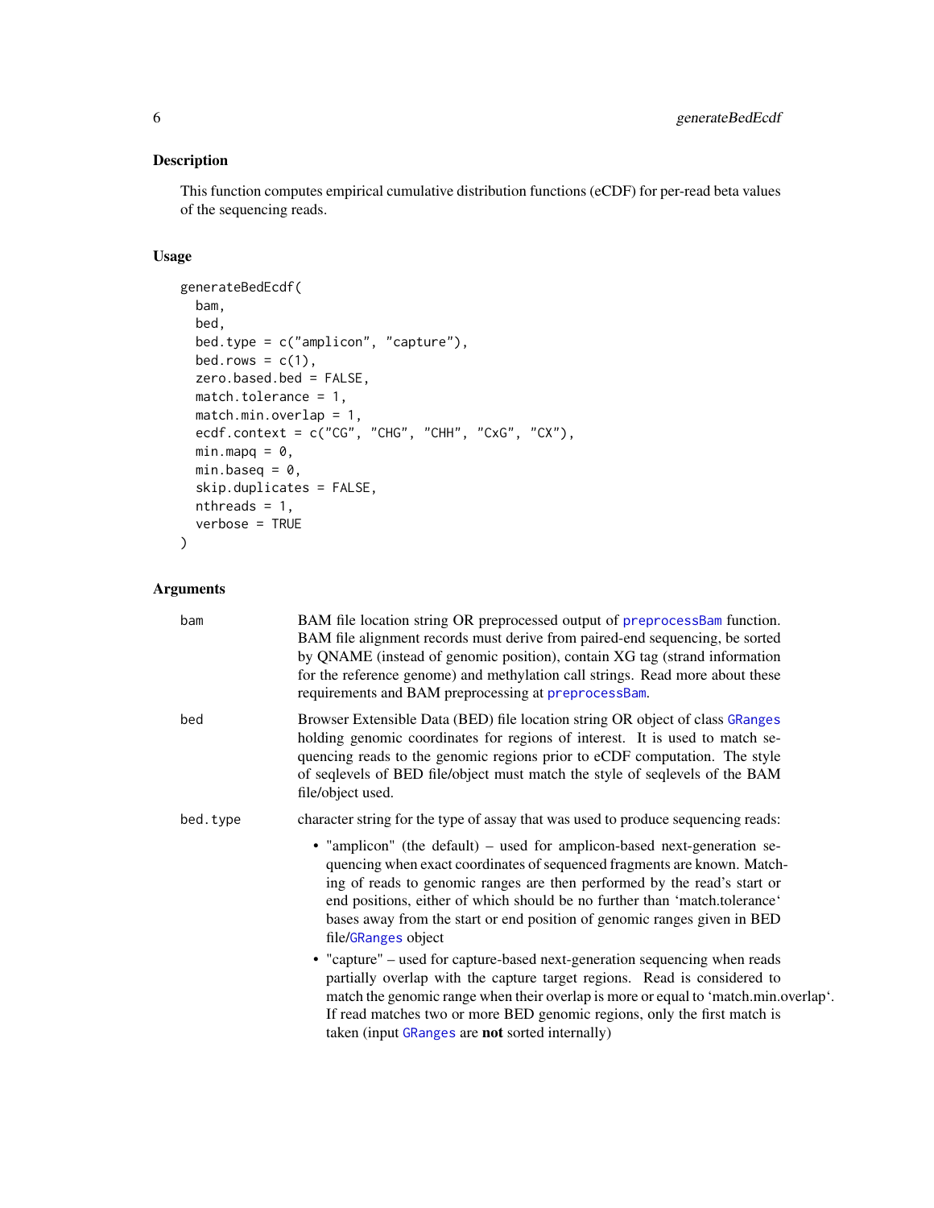## Description

This function computes empirical cumulative distribution functions (eCDF) for per-read beta values of the sequencing reads.

## Usage

```
generateBedEcdf(
  bam,
  bed,
  bed.type = c("amplicon", "capture"),
  bed.rows = c(1),
  zero.based.bed = FALSE,
  match.tolerance = 1,
  match.min.overlap = 1,
  ecdf.context = c("CG", "CHG", "CHH", "CxG", "CX"),
  min.mapq = 0,
  min.baseq = 0,
  skip.duplicates = FALSE,
  nthreads = 1,
  verbose = TRUE
)
```

## Arguments

`bam` — BAM file location string OR preprocessed output of preprocessBam function. BAM file alignment records must derive from paired-end sequencing, be sorted by QNAME (instead of genomic position), contain XG tag (strand information for the reference genome) and methylation call strings. Read more about these requirements and BAM preprocessing at preprocessBam.

`bed` — Browser Extensible Data (BED) file location string OR object of class GRanges holding genomic coordinates for regions of interest. It is used to match sequencing reads to the genomic regions prior to eCDF computation. The style of seqlevels of BED file/object must match the style of seqlevels of the BAM file/object used.

`bed.type` — character string for the type of assay that was used to produce sequencing reads:

- "amplicon" (the default) – used for amplicon-based next-generation sequencing when exact coordinates of sequenced fragments are known. Matching of reads to genomic ranges are then performed by the read's start or end positions, either of which should be no further than 'match.tolerance' bases away from the start or end position of genomic ranges given in BED file/GRanges object
- "capture" – used for capture-based next-generation sequencing when reads partially overlap with the capture target regions. Read is considered to match the genomic range when their overlap is more or equal to 'match.min.overlap'. If read matches two or more BED genomic regions, only the first match is taken (input GRanges are **not** sorted internally)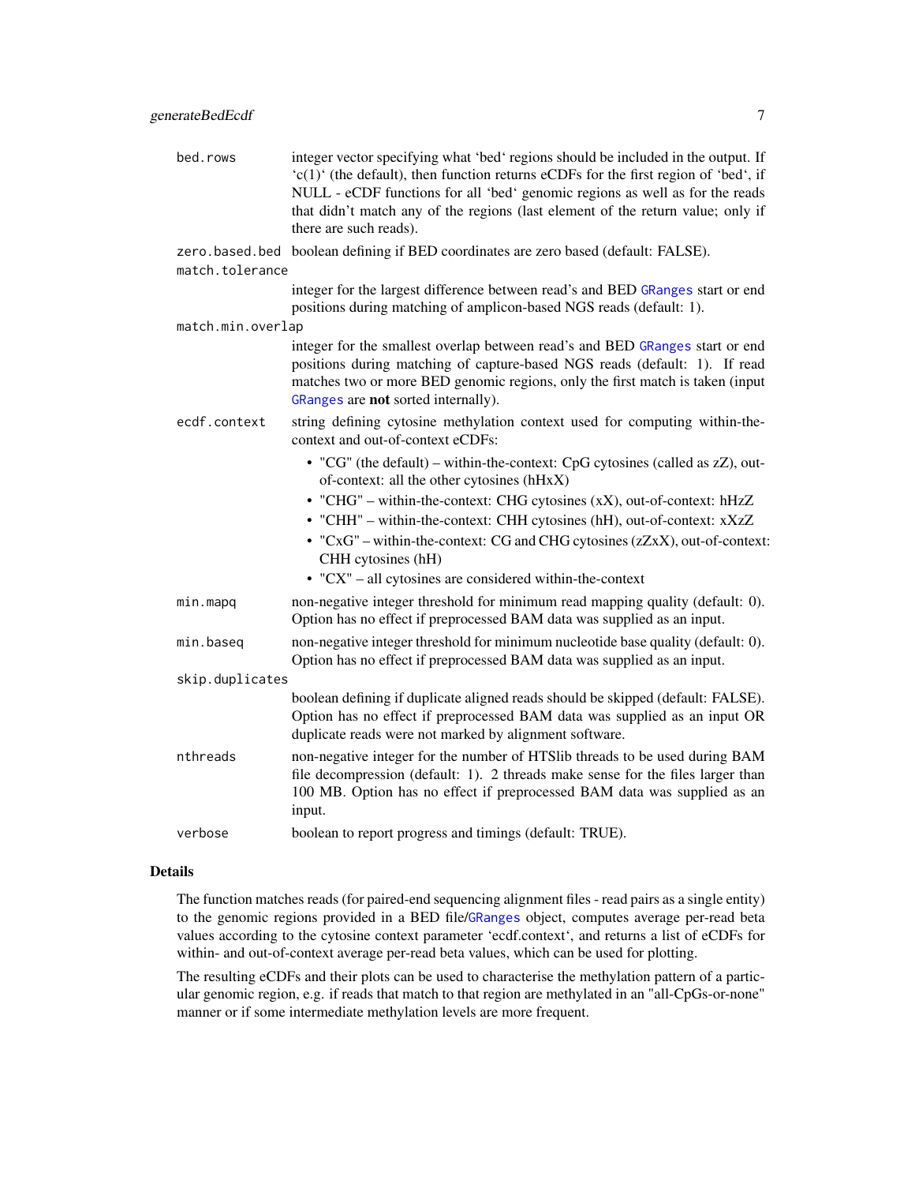| | |
|---|---|
| `bed.rows` | integer vector specifying what 'bed' regions should be included in the output. If 'c(1)' (the default), then function returns eCDFs for the first region of 'bed', if NULL - eCDF functions for all 'bed' genomic regions as well as for the reads that didn't match any of the regions (last element of the return value; only if there are such reads). |
| `zero.based.bed` | boolean defining if BED coordinates are zero based (default: FALSE). |
| `match.tolerance` | integer for the largest difference between read's and BED GRanges start or end positions during matching of amplicon-based NGS reads (default: 1). |
| `match.min.overlap` | integer for the smallest overlap between read's and BED GRanges start or end positions during matching of capture-based NGS reads (default: 1). If read matches two or more BED genomic regions, only the first match is taken (input GRanges are **not** sorted internally). |
| `ecdf.context` | string defining cytosine methylation context used for computing within-the-context and out-of-context eCDFs:<br>• "CG" (the default) – within-the-context: CpG cytosines (called as zZ), out-of-context: all the other cytosines (hHxX)<br>• "CHG" – within-the-context: CHG cytosines (xX), out-of-context: hHzZ<br>• "CHH" – within-the-context: CHH cytosines (hH), out-of-context: xXzZ<br>• "CxG" – within-the-context: CG and CHG cytosines (zZxX), out-of-context: CHH cytosines (hH)<br>• "CX" – all cytosines are considered within-the-context |
| `min.mapq` | non-negative integer threshold for minimum read mapping quality (default: 0). Option has no effect if preprocessed BAM data was supplied as an input. |
| `min.baseq` | non-negative integer threshold for minimum nucleotide base quality (default: 0). Option has no effect if preprocessed BAM data was supplied as an input. |
| `skip.duplicates` | boolean defining if duplicate aligned reads should be skipped (default: FALSE). Option has no effect if preprocessed BAM data was supplied as an input OR duplicate reads were not marked by alignment software. |
| `nthreads` | non-negative integer for the number of HTSlib threads to be used during BAM file decompression (default: 1). 2 threads make sense for the files larger than 100 MB. Option has no effect if preprocessed BAM data was supplied as an input. |
| `verbose` | boolean to report progress and timings (default: TRUE). |

## Details

The function matches reads (for paired-end sequencing alignment files - read pairs as a single entity) to the genomic regions provided in a BED file/GRanges object, computes average per-read beta values according to the cytosine context parameter 'ecdf.context', and returns a list of eCDFs for within- and out-of-context average per-read beta values, which can be used for plotting.

The resulting eCDFs and their plots can be used to characterise the methylation pattern of a particular genomic region, e.g. if reads that match to that region are methylated in an "all-CpGs-or-none" manner or if some intermediate methylation levels are more frequent.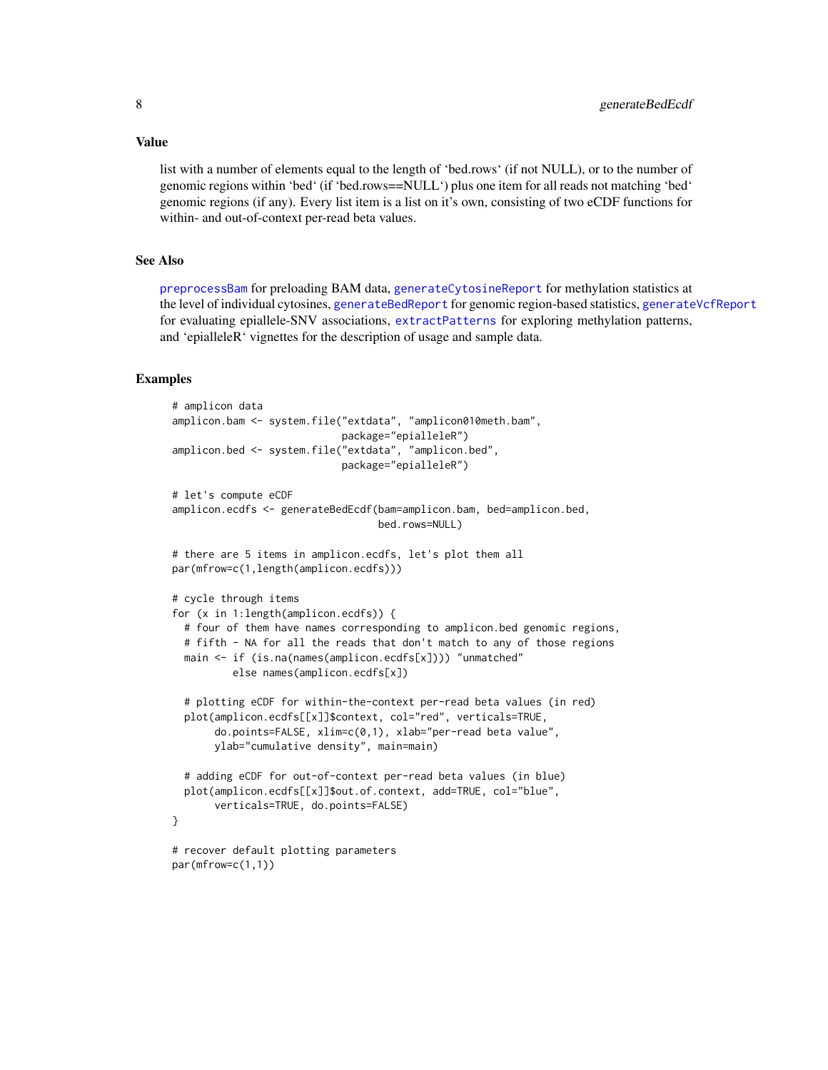## Value

list with a number of elements equal to the length of 'bed.rows' (if not NULL), or to the number of genomic regions within 'bed' (if 'bed.rows==NULL') plus one item for all reads not matching 'bed' genomic regions (if any). Every list item is a list on it's own, consisting of two eCDF functions for within- and out-of-context per-read beta values.

## See Also

preprocessBam for preloading BAM data, generateCytosineReport for methylation statistics at the level of individual cytosines, generateBedReport for genomic region-based statistics, generateVcfReport for evaluating epiallele-SNV associations, extractPatterns for exploring methylation patterns, and 'epialleleR' vignettes for the description of usage and sample data.

## Examples

```
# amplicon data
amplicon.bam <- system.file("extdata", "amplicon010meth.bam",
                            package="epialleleR")
amplicon.bed <- system.file("extdata", "amplicon.bed",
                            package="epialleleR")

# let's compute eCDF
amplicon.ecdfs <- generateBedEcdf(bam=amplicon.bam, bed=amplicon.bed,
                                  bed.rows=NULL)

# there are 5 items in amplicon.ecdfs, let's plot them all
par(mfrow=c(1,length(amplicon.ecdfs)))

# cycle through items
for (x in 1:length(amplicon.ecdfs)) {
  # four of them have names corresponding to amplicon.bed genomic regions,
  # fifth - NA for all the reads that don't match to any of those regions
  main <- if (is.na(names(amplicon.ecdfs[x]))) "unmatched"
          else names(amplicon.ecdfs[x])

  # plotting eCDF for within-the-context per-read beta values (in red)
  plot(amplicon.ecdfs[[x]]$context, col="red", verticals=TRUE,
       do.points=FALSE, xlim=c(0,1), xlab="per-read beta value",
       ylab="cumulative density", main=main)

  # adding eCDF for out-of-context per-read beta values (in blue)
  plot(amplicon.ecdfs[[x]]$out.of.context, add=TRUE, col="blue",
       verticals=TRUE, do.points=FALSE)
}

# recover default plotting parameters
par(mfrow=c(1,1))
```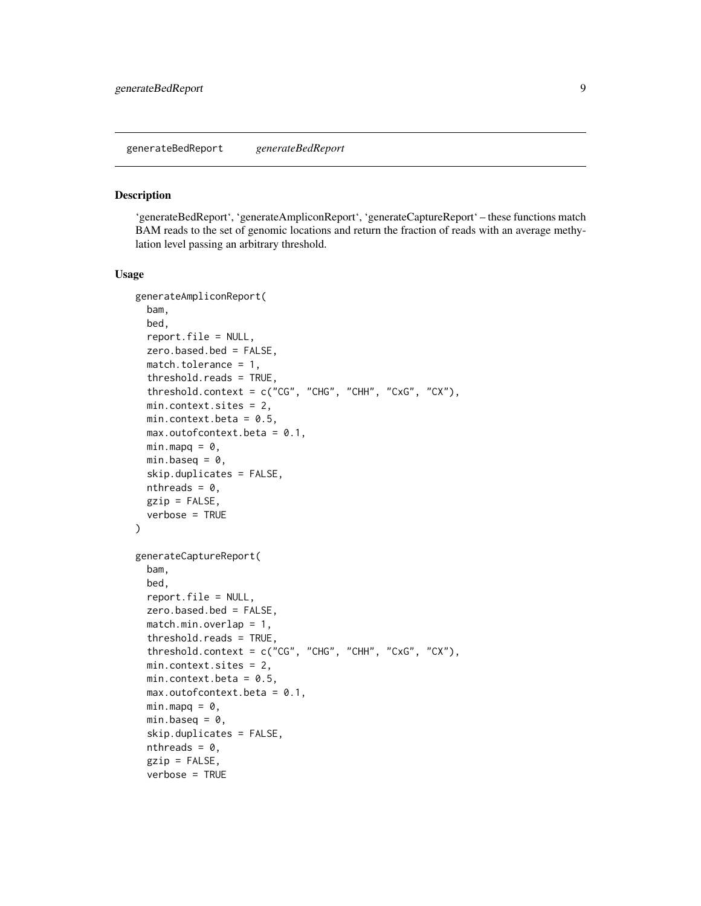generateBedReport *generateBedReport*

### Description

'generateBedReport', 'generateAmpliconReport', 'generateCaptureReport' – these functions match BAM reads to the set of genomic locations and return the fraction of reads with an average methylation level passing an arbitrary threshold.

### Usage

```
generateAmpliconReport(
  bam,
  bed,
  report.file = NULL,
  zero.based.bed = FALSE,
  match.tolerance = 1,
  threshold.reads = TRUE,
  threshold.context = c("CG", "CHG", "CHH", "CxG", "CX"),
  min.context.sites = 2,
  min.context.beta = 0.5,
  max.outofcontext.beta = 0.1,
  min.mapq = 0,
  min.baseq = 0,
  skip.duplicates = FALSE,
  nthreads = 0,
  gzip = FALSE,
  verbose = TRUE
)

generateCaptureReport(
  bam,
  bed,
  report.file = NULL,
  zero.based.bed = FALSE,
  match.min.overlap = 1,
  threshold.reads = TRUE,
  threshold.context = c("CG", "CHG", "CHH", "CxG", "CX"),
  min.context.sites = 2,
  min.context.beta = 0.5,
  max.outofcontext.beta = 0.1,
  min.mapq = 0,
  min.baseq = 0,
  skip.duplicates = FALSE,
  nthreads = 0,
  gzip = FALSE,
  verbose = TRUE
```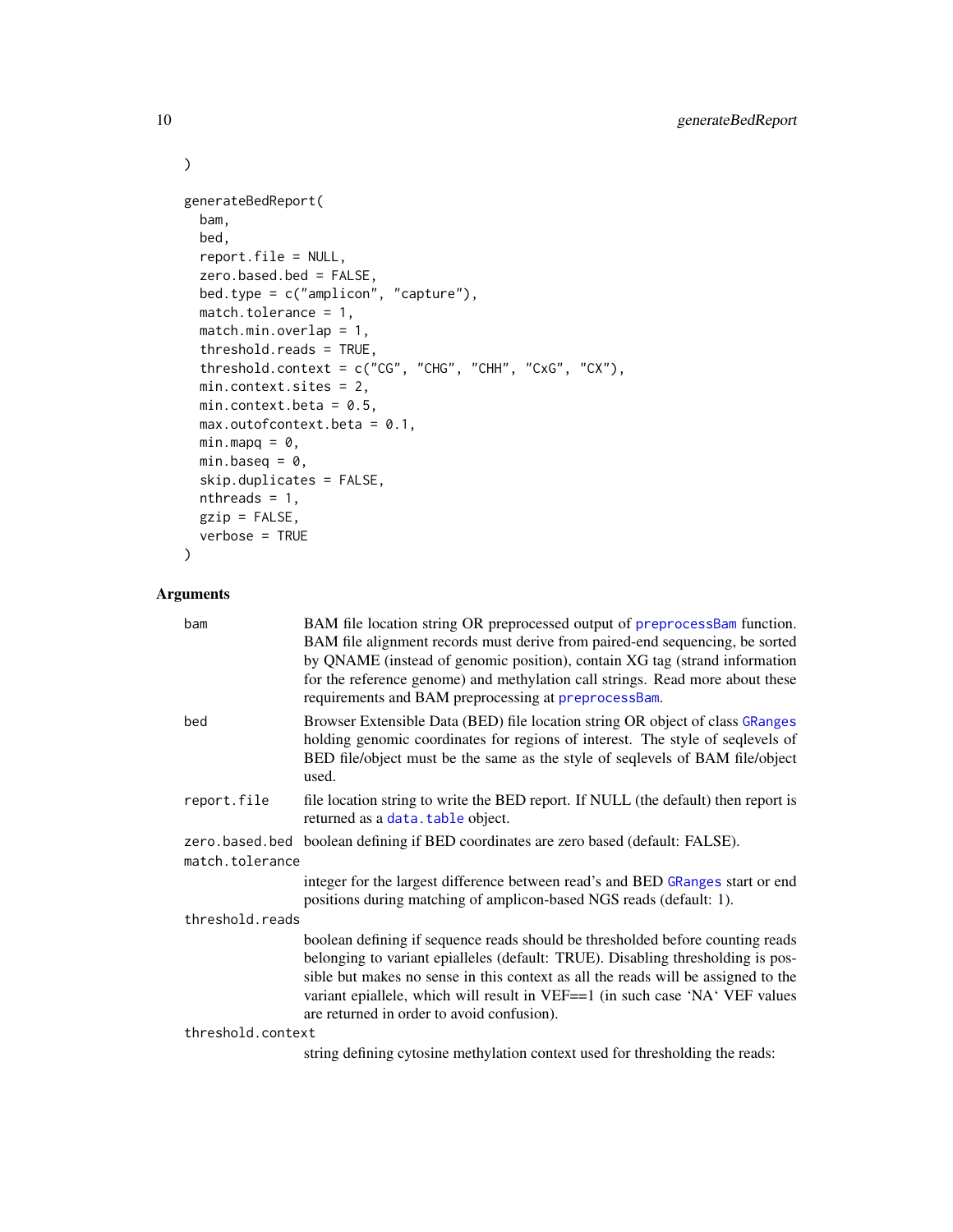```
)

generateBedReport(
  bam,
  bed,
  report.file = NULL,
  zero.based.bed = FALSE,
  bed.type = c("amplicon", "capture"),
  match.tolerance = 1,
  match.min.overlap = 1,
  threshold.reads = TRUE,
  threshold.context = c("CG", "CHG", "CHH", "CxG", "CX"),
  min.context.sites = 2,
  min.context.beta = 0.5,
  max.outofcontext.beta = 0.1,
  min.mapq = 0,
  min.baseq = 0,
  skip.duplicates = FALSE,
  nthreads = 1,
  gzip = FALSE,
  verbose = TRUE
)
```

## Arguments

`bam`
: BAM file location string OR preprocessed output of `preprocessBam` function. BAM file alignment records must derive from paired-end sequencing, be sorted by QNAME (instead of genomic position), contain XG tag (strand information for the reference genome) and methylation call strings. Read more about these requirements and BAM preprocessing at `preprocessBam`.

`bed`
: Browser Extensible Data (BED) file location string OR object of class `GRanges` holding genomic coordinates for regions of interest. The style of seqlevels of BED file/object must be the same as the style of seqlevels of BAM file/object used.

`report.file`
: file location string to write the BED report. If NULL (the default) then report is returned as a `data.table` object.

`zero.based.bed`
: boolean defining if BED coordinates are zero based (default: FALSE).

`match.tolerance`
: integer for the largest difference between read's and BED `GRanges` start or end positions during matching of amplicon-based NGS reads (default: 1).

`threshold.reads`
: boolean defining if sequence reads should be thresholded before counting reads belonging to variant epialleles (default: TRUE). Disabling thresholding is possible but makes no sense in this context as all the reads will be assigned to the variant epiallele, which will result in VEF==1 (in such case 'NA' VEF values are returned in order to avoid confusion).

`threshold.context`
: string defining cytosine methylation context used for thresholding the reads: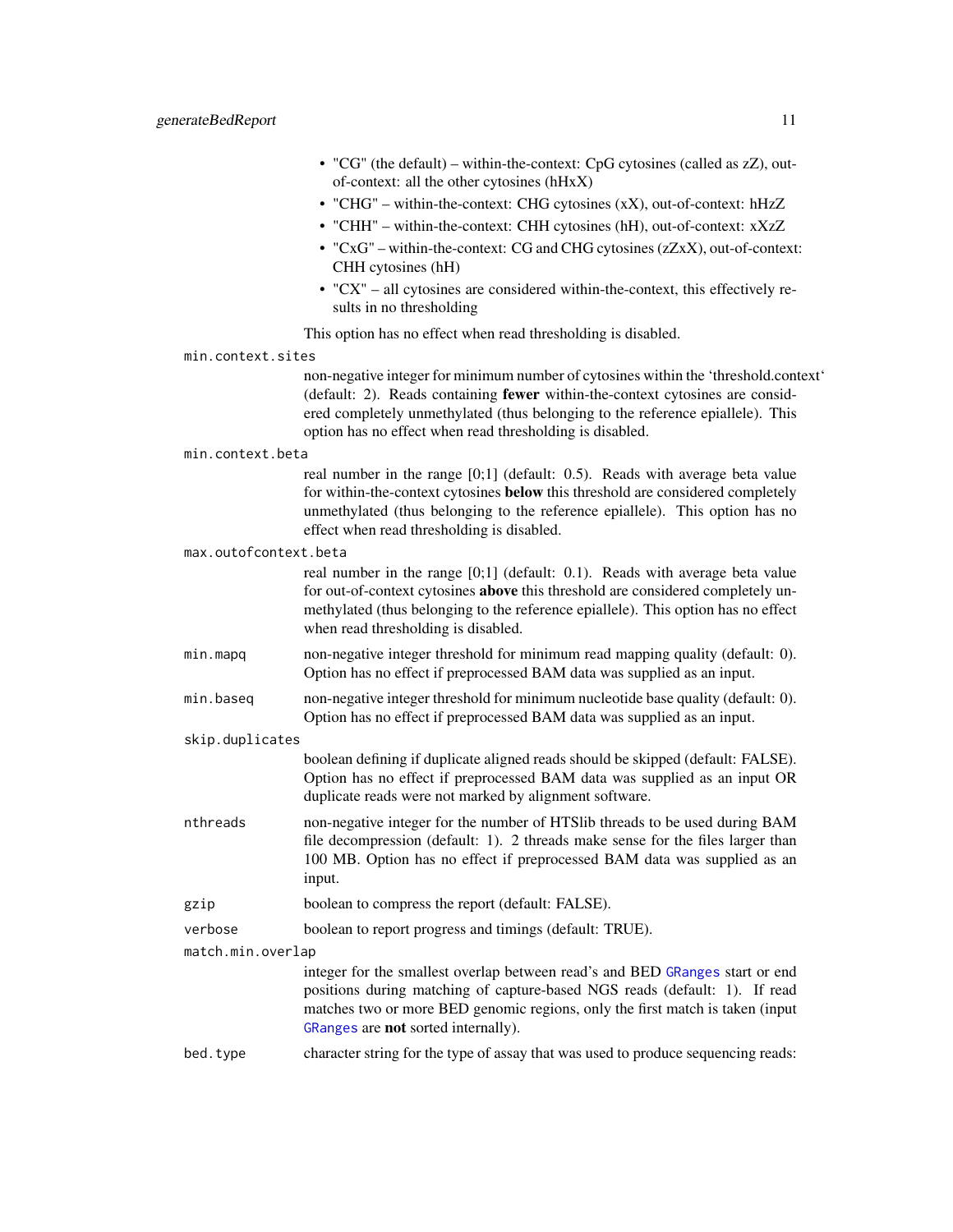- "CG" (the default) – within-the-context: CpG cytosines (called as zZ), out-of-context: all the other cytosines (hHxX)
- "CHG" – within-the-context: CHG cytosines (xX), out-of-context: hHzZ
- "CHH" – within-the-context: CHH cytosines (hH), out-of-context: xXzZ
- "CxG" – within-the-context: CG and CHG cytosines (zZxX), out-of-context: CHH cytosines (hH)
- "CX" – all cytosines are considered within-the-context, this effectively results in no thresholding

This option has no effect when read thresholding is disabled.

`min.context.sites`
: non-negative integer for minimum number of cytosines within the 'threshold.context' (default: 2). Reads containing **fewer** within-the-context cytosines are considered completely unmethylated (thus belonging to the reference epiallele). This option has no effect when read thresholding is disabled.

`min.context.beta`
: real number in the range [0;1] (default: 0.5). Reads with average beta value for within-the-context cytosines **below** this threshold are considered completely unmethylated (thus belonging to the reference epiallele). This option has no effect when read thresholding is disabled.

`max.outofcontext.beta`
: real number in the range [0;1] (default: 0.1). Reads with average beta value for out-of-context cytosines **above** this threshold are considered completely unmethylated (thus belonging to the reference epiallele). This option has no effect when read thresholding is disabled.

`min.mapq`
: non-negative integer threshold for minimum read mapping quality (default: 0). Option has no effect if preprocessed BAM data was supplied as an input.

`min.baseq`
: non-negative integer threshold for minimum nucleotide base quality (default: 0). Option has no effect if preprocessed BAM data was supplied as an input.

`skip.duplicates`
: boolean defining if duplicate aligned reads should be skipped (default: FALSE). Option has no effect if preprocessed BAM data was supplied as an input OR duplicate reads were not marked by alignment software.

`nthreads`
: non-negative integer for the number of HTSlib threads to be used during BAM file decompression (default: 1). 2 threads make sense for the files larger than 100 MB. Option has no effect if preprocessed BAM data was supplied as an input.

`gzip`
: boolean to compress the report (default: FALSE).

`verbose`
: boolean to report progress and timings (default: TRUE).

`match.min.overlap`
: integer for the smallest overlap between read's and BED `GRanges` start or end positions during matching of capture-based NGS reads (default: 1). If read matches two or more BED genomic regions, only the first match is taken (input `GRanges` are **not** sorted internally).

`bed.type`
: character string for the type of assay that was used to produce sequencing reads: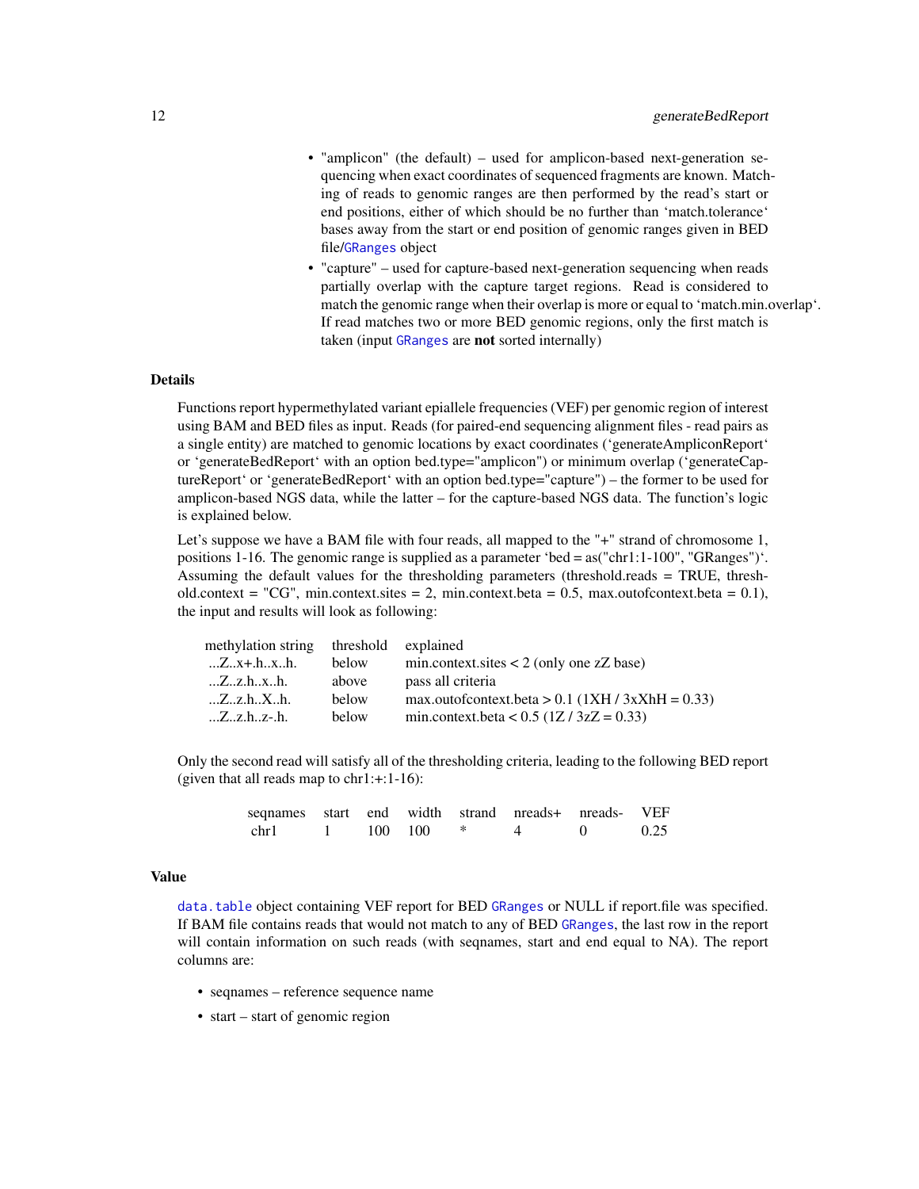- "amplicon" (the default) – used for amplicon-based next-generation sequencing when exact coordinates of sequenced fragments are known. Matching of reads to genomic ranges are then performed by the read's start or end positions, either of which should be no further than 'match.tolerance' bases away from the start or end position of genomic ranges given in BED file/GRanges object
- "capture" – used for capture-based next-generation sequencing when reads partially overlap with the capture target regions. Read is considered to match the genomic range when their overlap is more or equal to 'match.min.overlap'. If read matches two or more BED genomic regions, only the first match is taken (input GRanges are **not** sorted internally)

## Details

Functions report hypermethylated variant epiallele frequencies (VEF) per genomic region of interest using BAM and BED files as input. Reads (for paired-end sequencing alignment files - read pairs as a single entity) are matched to genomic locations by exact coordinates ('generateAmpliconReport' or 'generateBedReport' with an option bed.type="amplicon") or minimum overlap ('generateCaptureReport' or 'generateBedReport' with an option bed.type="capture") – the former to be used for amplicon-based NGS data, while the latter – for the capture-based NGS data. The function's logic is explained below.

Let's suppose we have a BAM file with four reads, all mapped to the "+" strand of chromosome 1, positions 1-16. The genomic range is supplied as a parameter 'bed = as("chr1:1-100", "GRanges")'. Assuming the default values for the thresholding parameters (threshold.reads = TRUE, threshold.context = "CG", min.context.sites = 2, min.context.beta = 0.5, max.outofcontext.beta = 0.1), the input and results will look as following:

| methylation string | threshold | explained |
|---|---|---|
| ...Z..x+.h..x..h. | below | min.context.sites < 2 (only one zZ base) |
| ...Z..z.h..x..h. | above | pass all criteria |
| ...Z..z.h..X..h. | below | max.outofcontext.beta > 0.1 (1XH / 3xXhH = 0.33) |
| ...Z..z.h..z-.h. | below | min.context.beta < 0.5 (1Z / 3zZ = 0.33) |

Only the second read will satisfy all of the thresholding criteria, leading to the following BED report (given that all reads map to chr1:+:1-16):

| seqnames | start | end | width | strand | nreads+ | nreads- | VEF |
|---|---|---|---|---|---|---|---|
| chr1 | 1 | 100 | 100 | * | 4 | 0 | 0.25 |

## Value

data.table object containing VEF report for BED GRanges or NULL if report.file was specified. If BAM file contains reads that would not match to any of BED GRanges, the last row in the report will contain information on such reads (with seqnames, start and end equal to NA). The report columns are:

- seqnames – reference sequence name
- start – start of genomic region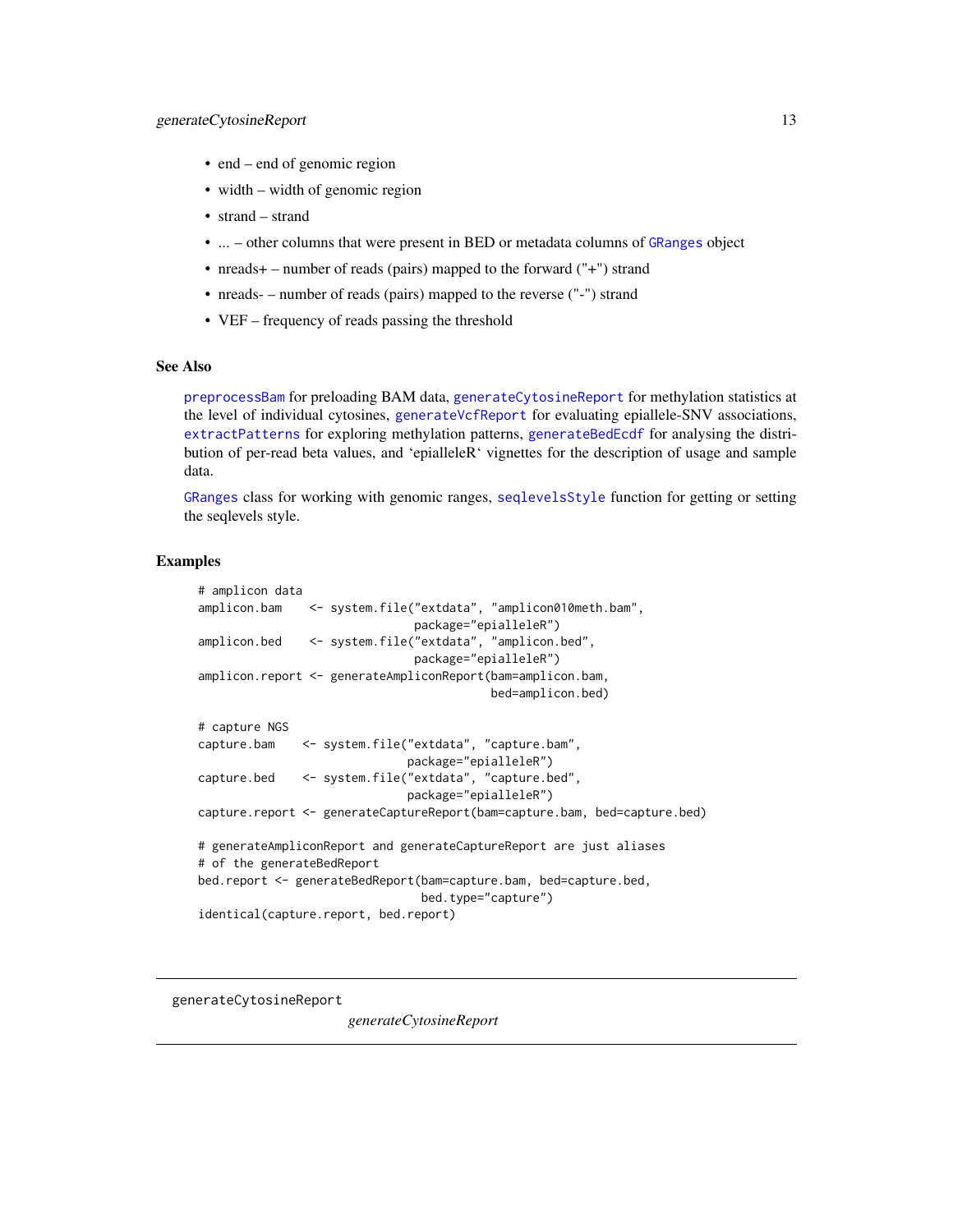- end – end of genomic region
- width – width of genomic region
- strand – strand
- ... – other columns that were present in BED or metadata columns of GRanges object
- nreads+ – number of reads (pairs) mapped to the forward ("+") strand
- nreads- – number of reads (pairs) mapped to the reverse ("-") strand
- VEF – frequency of reads passing the threshold

## See Also

preprocessBam for preloading BAM data, generateCytosineReport for methylation statistics at the level of individual cytosines, generateVcfReport for evaluating epiallele-SNV associations, extractPatterns for exploring methylation patterns, generateBedEcdf for analysing the distribution of per-read beta values, and 'epialleleR' vignettes for the description of usage and sample data.

GRanges class for working with genomic ranges, seqlevelsStyle function for getting or setting the seqlevels style.

## Examples

```
# amplicon data
amplicon.bam    <- system.file("extdata", "amplicon010meth.bam",
                               package="epialleleR")
amplicon.bed    <- system.file("extdata", "amplicon.bed",
                               package="epialleleR")
amplicon.report <- generateAmpliconReport(bam=amplicon.bam,
                                          bed=amplicon.bed)

# capture NGS
capture.bam    <- system.file("extdata", "capture.bam",
                              package="epialleleR")
capture.bed    <- system.file("extdata", "capture.bed",
                              package="epialleleR")
capture.report <- generateCaptureReport(bam=capture.bam, bed=capture.bed)

# generateAmpliconReport and generateCaptureReport are just aliases
# of the generateBedReport
bed.report <- generateBedReport(bam=capture.bam, bed=capture.bed,
                                bed.type="capture")
identical(capture.report, bed.report)
```

---

generateCytosineReport    *generateCytosineReport*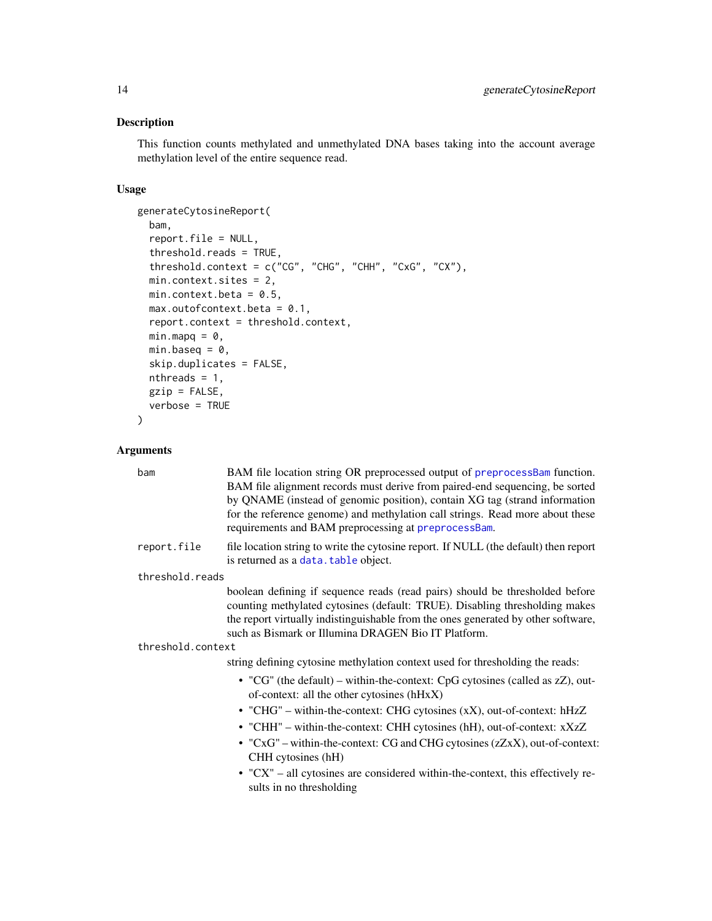## Description

This function counts methylated and unmethylated DNA bases taking into the account average methylation level of the entire sequence read.

## Usage

```
generateCytosineReport(
  bam,
  report.file = NULL,
  threshold.reads = TRUE,
  threshold.context = c("CG", "CHG", "CHH", "CxG", "CX"),
  min.context.sites = 2,
  min.context.beta = 0.5,
  max.outofcontext.beta = 0.1,
  report.context = threshold.context,
  min.mapq = 0,
  min.baseq = 0,
  skip.duplicates = FALSE,
  nthreads = 1,
  gzip = FALSE,
  verbose = TRUE
)
```

## Arguments

`bam`
: BAM file location string OR preprocessed output of `preprocessBam` function. BAM file alignment records must derive from paired-end sequencing, be sorted by QNAME (instead of genomic position), contain XG tag (strand information for the reference genome) and methylation call strings. Read more about these requirements and BAM preprocessing at `preprocessBam`.

`report.file`
: file location string to write the cytosine report. If NULL (the default) then report is returned as a `data.table` object.

`threshold.reads`
: boolean defining if sequence reads (read pairs) should be thresholded before counting methylated cytosines (default: TRUE). Disabling thresholding makes the report virtually indistinguishable from the ones generated by other software, such as Bismark or Illumina DRAGEN Bio IT Platform.

`threshold.context`
: string defining cytosine methylation context used for thresholding the reads:

  - "CG" (the default) – within-the-context: CpG cytosines (called as zZ), out-of-context: all the other cytosines (hHxX)
  - "CHG" – within-the-context: CHG cytosines (xX), out-of-context: hHzZ
  - "CHH" – within-the-context: CHH cytosines (hH), out-of-context: xXzZ
  - "CxG" – within-the-context: CG and CHG cytosines (zZxX), out-of-context: CHH cytosines (hH)
  - "CX" – all cytosines are considered within-the-context, this effectively results in no thresholding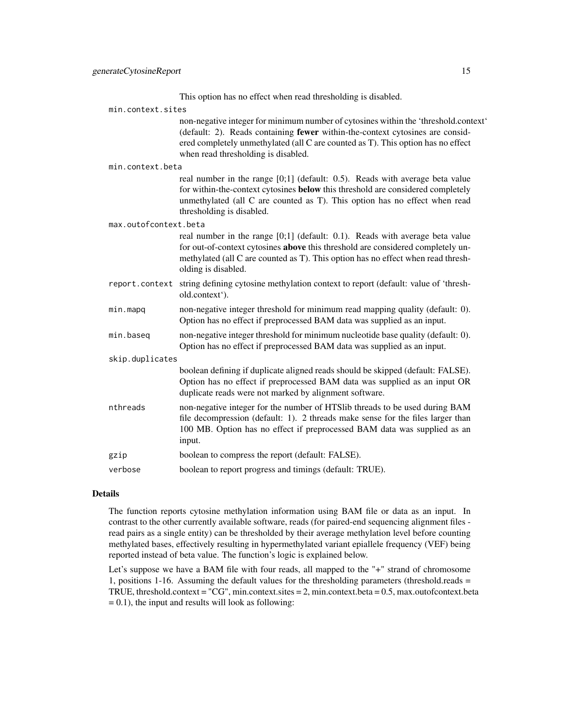This option has no effect when read thresholding is disabled.

`min.context.sites`
: non-negative integer for minimum number of cytosines within the 'threshold.context' (default: 2). Reads containing **fewer** within-the-context cytosines are considered completely unmethylated (all C are counted as T). This option has no effect when read thresholding is disabled.

`min.context.beta`
: real number in the range [0;1] (default: 0.5). Reads with average beta value for within-the-context cytosines **below** this threshold are considered completely unmethylated (all C are counted as T). This option has no effect when read thresholding is disabled.

`max.outofcontext.beta`
: real number in the range [0;1] (default: 0.1). Reads with average beta value for out-of-context cytosines **above** this threshold are considered completely unmethylated (all C are counted as T). This option has no effect when read thresholding is disabled.

`report.context`
: string defining cytosine methylation context to report (default: value of 'threshold.context').

`min.mapq`
: non-negative integer threshold for minimum read mapping quality (default: 0). Option has no effect if preprocessed BAM data was supplied as an input.

`min.baseq`
: non-negative integer threshold for minimum nucleotide base quality (default: 0). Option has no effect if preprocessed BAM data was supplied as an input.

`skip.duplicates`
: boolean defining if duplicate aligned reads should be skipped (default: FALSE). Option has no effect if preprocessed BAM data was supplied as an input OR duplicate reads were not marked by alignment software.

`nthreads`
: non-negative integer for the number of HTSlib threads to be used during BAM file decompression (default: 1). 2 threads make sense for the files larger than 100 MB. Option has no effect if preprocessed BAM data was supplied as an input.

`gzip`
: boolean to compress the report (default: FALSE).

`verbose`
: boolean to report progress and timings (default: TRUE).

## Details

The function reports cytosine methylation information using BAM file or data as an input. In contrast to the other currently available software, reads (for paired-end sequencing alignment files - read pairs as a single entity) can be thresholded by their average methylation level before counting methylated bases, effectively resulting in hypermethylated variant epiallele frequency (VEF) being reported instead of beta value. The function's logic is explained below.

Let's suppose we have a BAM file with four reads, all mapped to the "+" strand of chromosome 1, positions 1-16. Assuming the default values for the thresholding parameters (threshold.reads = TRUE, threshold.context = "CG", min.context.sites = 2, min.context.beta = 0.5, max.outofcontext.beta = 0.1), the input and results will look as following: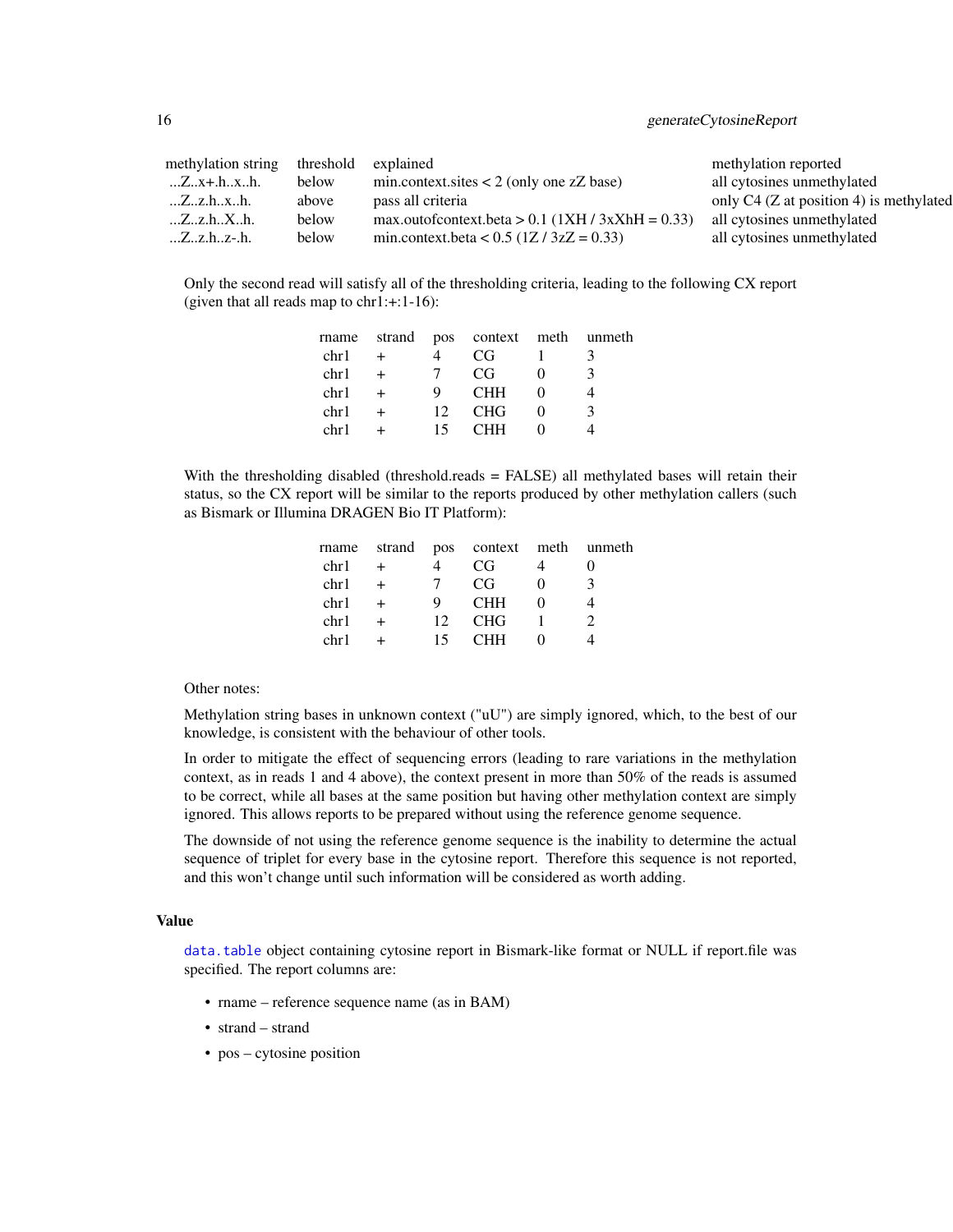| methylation string | threshold | explained | methylation reported |
| --- | --- | --- | --- |
| ...Z..x+.h..x..h. | below | min.context.sites < 2 (only one zZ base) | all cytosines unmethylated |
| ...Z..z.h..x..h. | above | pass all criteria | only C4 (Z at position 4) is methylated |
| ...Z..z.h..X..h. | below | max.outofcontext.beta > 0.1 (1XH / 3xXhH = 0.33) | all cytosines unmethylated |
| ...Z..z.h..z-.h. | below | min.context.beta < 0.5 (1Z / 3zZ = 0.33) | all cytosines unmethylated |

Only the second read will satisfy all of the thresholding criteria, leading to the following CX report (given that all reads map to chr1:+:1-16):

| rname | strand | pos | context | meth | unmeth |
| --- | --- | --- | --- | --- | --- |
| chr1 | + | 4 | CG | 1 | 3 |
| chr1 | + | 7 | CG | 0 | 3 |
| chr1 | + | 9 | CHH | 0 | 4 |
| chr1 | + | 12 | CHG | 0 | 3 |
| chr1 | + | 15 | CHH | 0 | 4 |

With the thresholding disabled (threshold.reads = FALSE) all methylated bases will retain their status, so the CX report will be similar to the reports produced by other methylation callers (such as Bismark or Illumina DRAGEN Bio IT Platform):

| rname | strand | pos | context | meth | unmeth |
| --- | --- | --- | --- | --- | --- |
| chr1 | + | 4 | CG | 4 | 0 |
| chr1 | + | 7 | CG | 0 | 3 |
| chr1 | + | 9 | CHH | 0 | 4 |
| chr1 | + | 12 | CHG | 1 | 2 |
| chr1 | + | 15 | CHH | 0 | 4 |

Other notes:

Methylation string bases in unknown context ("uU") are simply ignored, which, to the best of our knowledge, is consistent with the behaviour of other tools.

In order to mitigate the effect of sequencing errors (leading to rare variations in the methylation context, as in reads 1 and 4 above), the context present in more than 50% of the reads is assumed to be correct, while all bases at the same position but having other methylation context are simply ignored. This allows reports to be prepared without using the reference genome sequence.

The downside of not using the reference genome sequence is the inability to determine the actual sequence of triplet for every base in the cytosine report. Therefore this sequence is not reported, and this won't change until such information will be considered as worth adding.

### Value

data.table object containing cytosine report in Bismark-like format or NULL if report.file was specified. The report columns are:

- rname – reference sequence name (as in BAM)
- strand – strand
- pos – cytosine position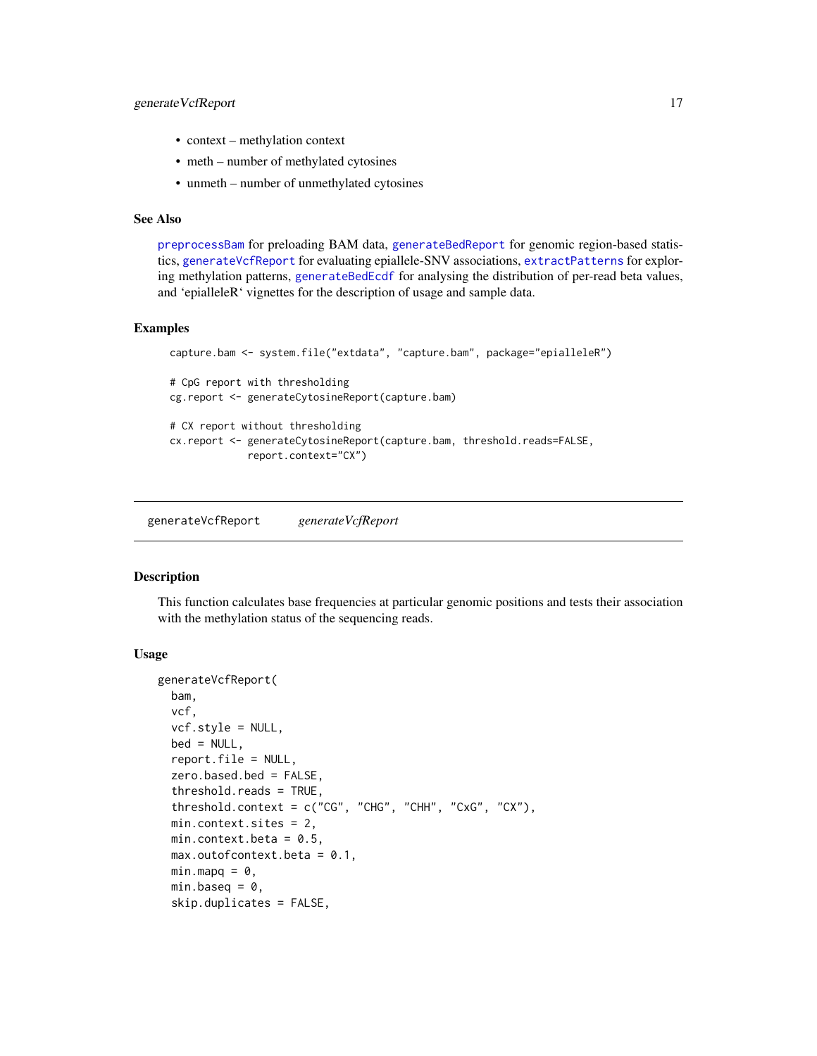- context – methylation context
- meth – number of methylated cytosines
- unmeth – number of unmethylated cytosines

### See Also

preprocessBam for preloading BAM data, generateBedReport for genomic region-based statistics, generateVcfReport for evaluating epiallele-SNV associations, extractPatterns for exploring methylation patterns, generateBedEcdf for analysing the distribution of per-read beta values, and 'epialleleR' vignettes for the description of usage and sample data.

### Examples

```
capture.bam <- system.file("extdata", "capture.bam", package="epialleleR")

# CpG report with thresholding
cg.report <- generateCytosineReport(capture.bam)

# CX report without thresholding
cx.report <- generateCytosineReport(capture.bam, threshold.reads=FALSE,
             report.context="CX")
```

---

## generateVcfReport *generateVcfReport*

### Description

This function calculates base frequencies at particular genomic positions and tests their association with the methylation status of the sequencing reads.

### Usage

```
generateVcfReport(
  bam,
  vcf,
  vcf.style = NULL,
  bed = NULL,
  report.file = NULL,
  zero.based.bed = FALSE,
  threshold.reads = TRUE,
  threshold.context = c("CG", "CHG", "CHH", "CxG", "CX"),
  min.context.sites = 2,
  min.context.beta = 0.5,
  max.outofcontext.beta = 0.1,
  min.mapq = 0,
  min.baseq = 0,
  skip.duplicates = FALSE,
```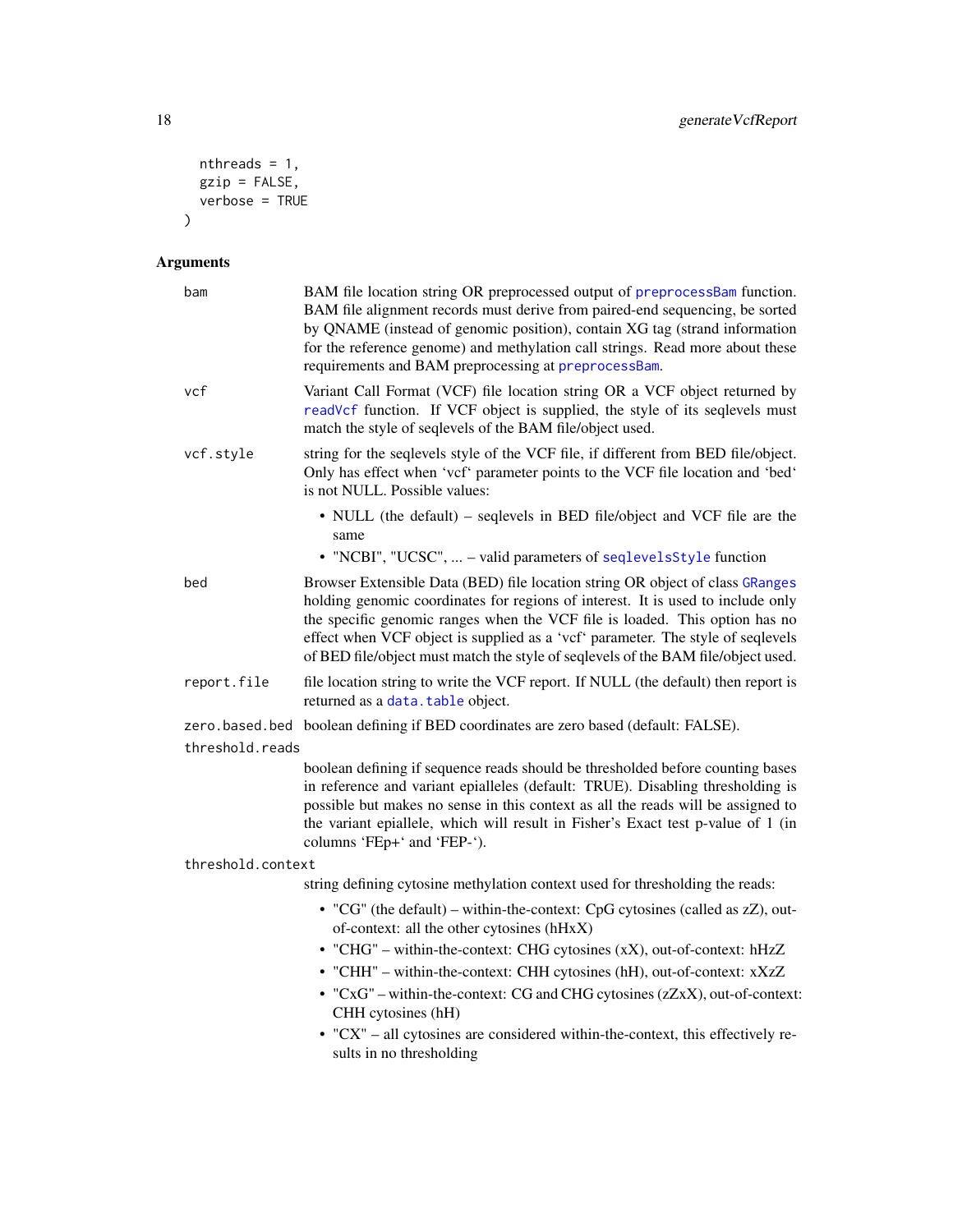```
  nthreads = 1,
  gzip = FALSE,
  verbose = TRUE
)
```

## Arguments

**bam**
: BAM file location string OR preprocessed output of `preprocessBam` function. BAM file alignment records must derive from paired-end sequencing, be sorted by QNAME (instead of genomic position), contain XG tag (strand information for the reference genome) and methylation call strings. Read more about these requirements and BAM preprocessing at `preprocessBam`.

**vcf**
: Variant Call Format (VCF) file location string OR a VCF object returned by `readVcf` function. If VCF object is supplied, the style of its seqlevels must match the style of seqlevels of the BAM file/object used.

**vcf.style**
: string for the seqlevels style of the VCF file, if different from BED file/object. Only has effect when 'vcf' parameter points to the VCF file location and 'bed' is not NULL. Possible values:

- NULL (the default) – seqlevels in BED file/object and VCF file are the same
- "NCBI", "UCSC", ... – valid parameters of `seqlevelsStyle` function

**bed**
: Browser Extensible Data (BED) file location string OR object of class `GRanges` holding genomic coordinates for regions of interest. It is used to include only the specific genomic ranges when the VCF file is loaded. This option has no effect when VCF object is supplied as a 'vcf' parameter. The style of seqlevels of BED file/object must match the style of seqlevels of the BAM file/object used.

**report.file**
: file location string to write the VCF report. If NULL (the default) then report is returned as a `data.table` object.

**zero.based.bed**
: boolean defining if BED coordinates are zero based (default: FALSE).

**threshold.reads**
: boolean defining if sequence reads should be thresholded before counting bases in reference and variant epialleles (default: TRUE). Disabling thresholding is possible but makes no sense in this context as all the reads will be assigned to the variant epiallele, which will result in Fisher's Exact test p-value of 1 (in columns 'FEp+' and 'FEP-').

**threshold.context**
: string defining cytosine methylation context used for thresholding the reads:

- "CG" (the default) – within-the-context: CpG cytosines (called as zZ), out-of-context: all the other cytosines (hHxX)
- "CHG" – within-the-context: CHG cytosines (xX), out-of-context: hHzZ
- "CHH" – within-the-context: CHH cytosines (hH), out-of-context: xXzZ
- "CxG" – within-the-context: CG and CHG cytosines (zZxX), out-of-context: CHH cytosines (hH)
- "CX" – all cytosines are considered within-the-context, this effectively results in no thresholding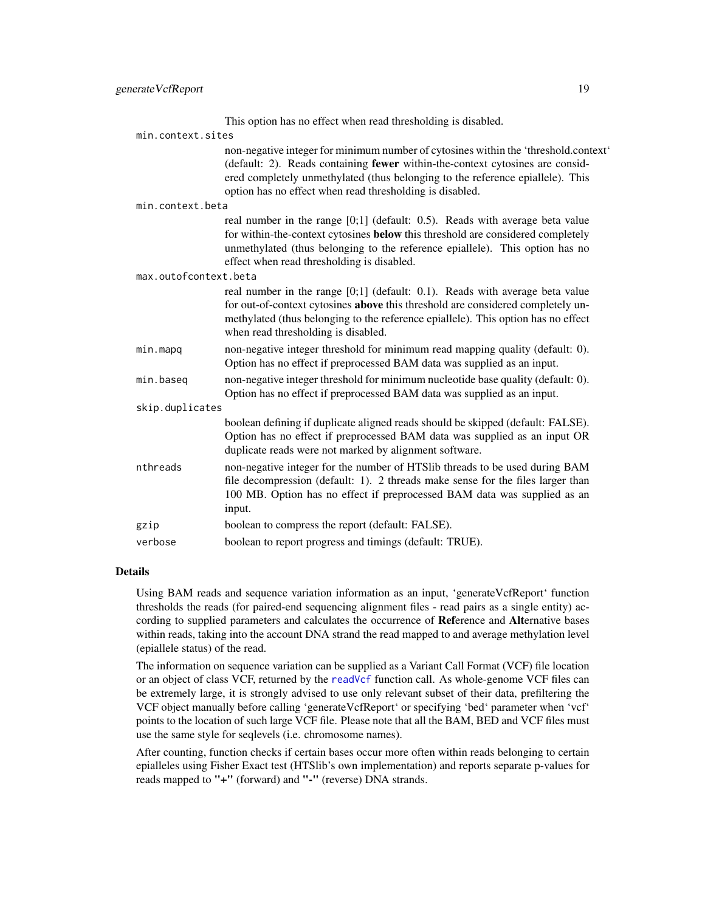This option has no effect when read thresholding is disabled.

`min.context.sites`
: non-negative integer for minimum number of cytosines within the 'threshold.context' (default: 2). Reads containing **fewer** within-the-context cytosines are considered completely unmethylated (thus belonging to the reference epiallele). This option has no effect when read thresholding is disabled.

`min.context.beta`
: real number in the range [0;1] (default: 0.5). Reads with average beta value for within-the-context cytosines **below** this threshold are considered completely unmethylated (thus belonging to the reference epiallele). This option has no effect when read thresholding is disabled.

`max.outofcontext.beta`
: real number in the range [0;1] (default: 0.1). Reads with average beta value for out-of-context cytosines **above** this threshold are considered completely unmethylated (thus belonging to the reference epiallele). This option has no effect when read thresholding is disabled.

`min.mapq`
: non-negative integer threshold for minimum read mapping quality (default: 0). Option has no effect if preprocessed BAM data was supplied as an input.

`min.baseq`
: non-negative integer threshold for minimum nucleotide base quality (default: 0). Option has no effect if preprocessed BAM data was supplied as an input.

`skip.duplicates`
: boolean defining if duplicate aligned reads should be skipped (default: FALSE). Option has no effect if preprocessed BAM data was supplied as an input OR duplicate reads were not marked by alignment software.

`nthreads`
: non-negative integer for the number of HTSlib threads to be used during BAM file decompression (default: 1). 2 threads make sense for the files larger than 100 MB. Option has no effect if preprocessed BAM data was supplied as an input.

`gzip`
: boolean to compress the report (default: FALSE).

`verbose`
: boolean to report progress and timings (default: TRUE).

## Details

Using BAM reads and sequence variation information as an input, 'generateVcfReport' function thresholds the reads (for paired-end sequencing alignment files - read pairs as a single entity) according to supplied parameters and calculates the occurrence of **Ref**erence and **Alt**ernative bases within reads, taking into the account DNA strand the read mapped to and average methylation level (epiallele status) of the read.

The information on sequence variation can be supplied as a Variant Call Format (VCF) file location or an object of class VCF, returned by the readVcf function call. As whole-genome VCF files can be extremely large, it is strongly advised to use only relevant subset of their data, prefiltering the VCF object manually before calling 'generateVcfReport' or specifying 'bed' parameter when 'vcf' points to the location of such large VCF file. Please note that all the BAM, BED and VCF files must use the same style for seqlevels (i.e. chromosome names).

After counting, function checks if certain bases occur more often within reads belonging to certain epialleles using Fisher Exact test (HTSlib's own implementation) and reports separate p-values for reads mapped to **"+"** (forward) and **"-"** (reverse) DNA strands.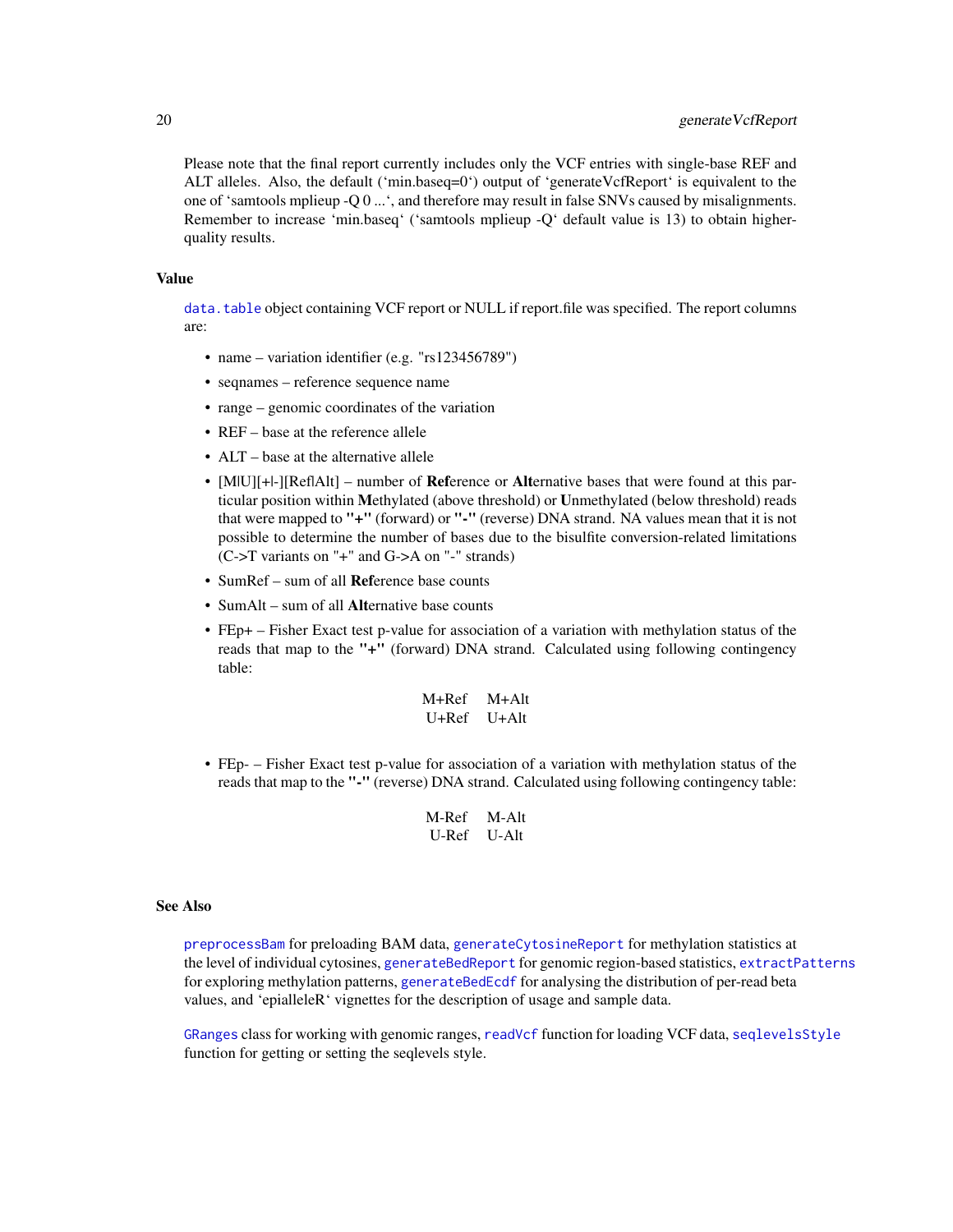Please note that the final report currently includes only the VCF entries with single-base REF and ALT alleles. Also, the default ('min.baseq=0') output of 'generateVcfReport' is equivalent to the one of 'samtools mplieup -Q 0 ...', and therefore may result in false SNVs caused by misalignments. Remember to increase 'min.baseq' ('samtools mplieup -Q' default value is 13) to obtain higher-quality results.

## Value

data.table object containing VCF report or NULL if report.file was specified. The report columns are:

- name – variation identifier (e.g. "rs123456789")
- seqnames – reference sequence name
- range – genomic coordinates of the variation
- REF – base at the reference allele
- ALT – base at the alternative allele
- [M|U][+|-][Ref|Alt] – number of **Ref**erence or **Alt**ernative bases that were found at this particular position within **M**ethylated (above threshold) or **U**nmethylated (below threshold) reads that were mapped to **"+"** (forward) or **"-"** (reverse) DNA strand. NA values mean that it is not possible to determine the number of bases due to the bisulfite conversion-related limitations (C->T variants on "+" and G->A on "-" strands)
- SumRef – sum of all **Ref**erence base counts
- SumAlt – sum of all **Alt**ernative base counts
- FEp+ – Fisher Exact test p-value for association of a variation with methylation status of the reads that map to the **"+"** (forward) DNA strand. Calculated using following contingency table:

  | | |
  |---|---|
  | M+Ref | M+Alt |
  | U+Ref | U+Alt |

- FEp- – Fisher Exact test p-value for association of a variation with methylation status of the reads that map to the **"-"** (reverse) DNA strand. Calculated using following contingency table:

  | | |
  |---|---|
  | M-Ref | M-Alt |
  | U-Ref | U-Alt |

## See Also

preprocessBam for preloading BAM data, generateCytosineReport for methylation statistics at the level of individual cytosines, generateBedReport for genomic region-based statistics, extractPatterns for exploring methylation patterns, generateBedEcdf for analysing the distribution of per-read beta values, and 'epialleleR' vignettes for the description of usage and sample data.

GRanges class for working with genomic ranges, readVcf function for loading VCF data, seqlevelsStyle function for getting or setting the seqlevels style.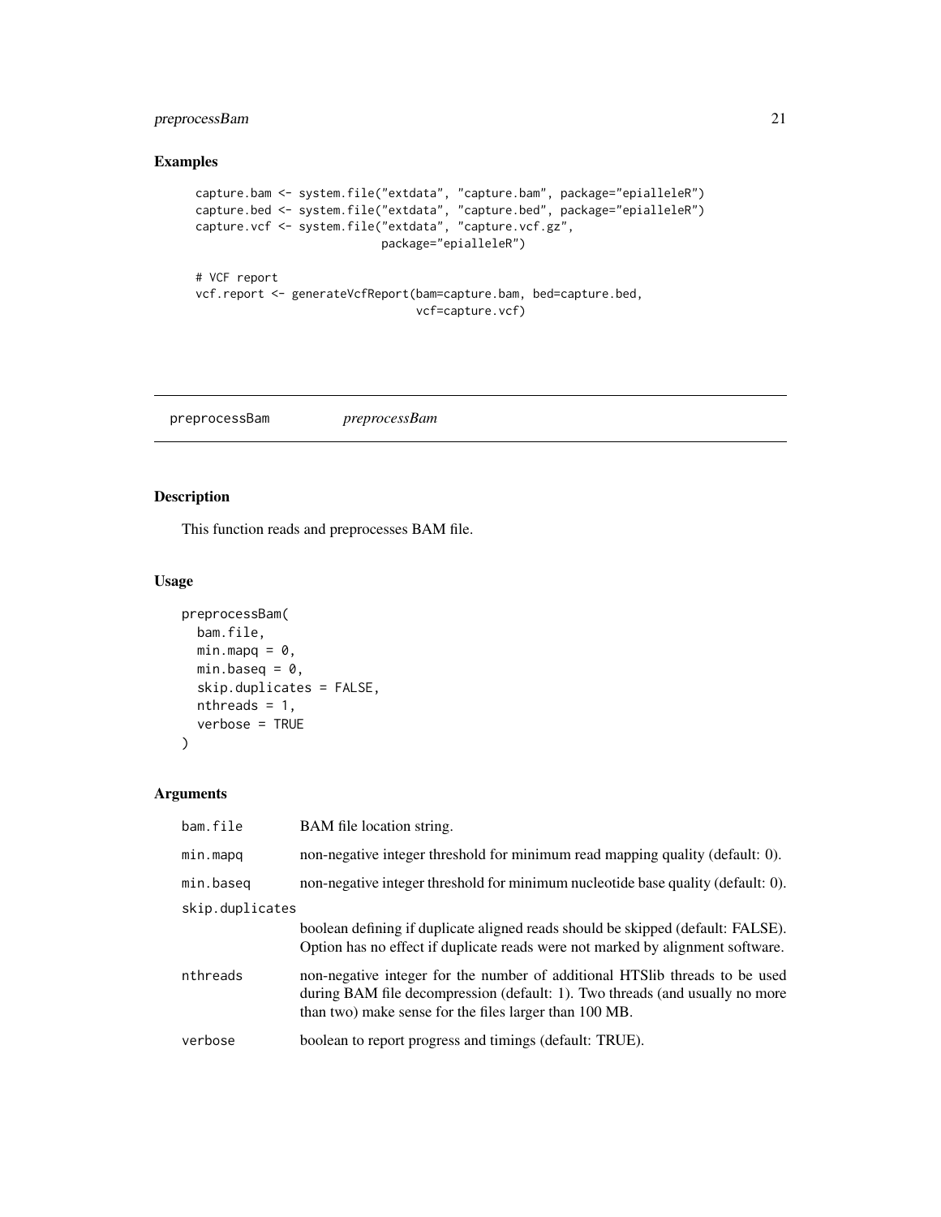## Examples

```
capture.bam <- system.file("extdata", "capture.bam", package="epialleleR")
capture.bed <- system.file("extdata", "capture.bed", package="epialleleR")
capture.vcf <- system.file("extdata", "capture.vcf.gz",
                           package="epialleleR")

# VCF report
vcf.report <- generateVcfReport(bam=capture.bam, bed=capture.bed,
                                vcf=capture.vcf)
```

---

# preprocessBam *preprocessBam*

## Description

This function reads and preprocesses BAM file.

## Usage

```
preprocessBam(
  bam.file,
  min.mapq = 0,
  min.baseq = 0,
  skip.duplicates = FALSE,
  nthreads = 1,
  verbose = TRUE
)
```

## Arguments

| | |
|---|---|
| `bam.file` | BAM file location string. |
| `min.mapq` | non-negative integer threshold for minimum read mapping quality (default: 0). |
| `min.baseq` | non-negative integer threshold for minimum nucleotide base quality (default: 0). |
| `skip.duplicates` | boolean defining if duplicate aligned reads should be skipped (default: FALSE). Option has no effect if duplicate reads were not marked by alignment software. |
| `nthreads` | non-negative integer for the number of additional HTSlib threads to be used during BAM file decompression (default: 1). Two threads (and usually no more than two) make sense for the files larger than 100 MB. |
| `verbose` | boolean to report progress and timings (default: TRUE). |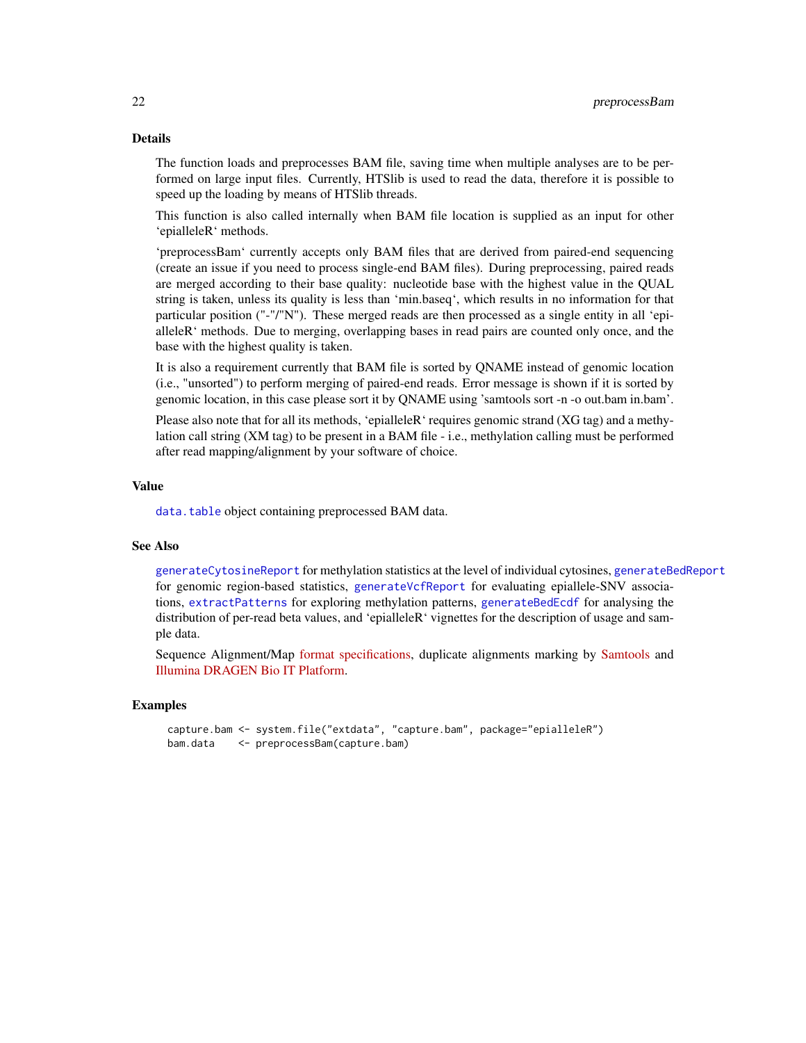## Details

The function loads and preprocesses BAM file, saving time when multiple analyses are to be performed on large input files. Currently, HTSlib is used to read the data, therefore it is possible to speed up the loading by means of HTSlib threads.

This function is also called internally when BAM file location is supplied as an input for other 'epialleleR' methods.

'preprocessBam' currently accepts only BAM files that are derived from paired-end sequencing (create an issue if you need to process single-end BAM files). During preprocessing, paired reads are merged according to their base quality: nucleotide base with the highest value in the QUAL string is taken, unless its quality is less than 'min.baseq', which results in no information for that particular position ("-"/"N"). These merged reads are then processed as a single entity in all 'epialleleR' methods. Due to merging, overlapping bases in read pairs are counted only once, and the base with the highest quality is taken.

It is also a requirement currently that BAM file is sorted by QNAME instead of genomic location (i.e., "unsorted") to perform merging of paired-end reads. Error message is shown if it is sorted by genomic location, in this case please sort it by QNAME using 'samtools sort -n -o out.bam in.bam'.

Please also note that for all its methods, 'epialleleR' requires genomic strand (XG tag) and a methylation call string (XM tag) to be present in a BAM file - i.e., methylation calling must be performed after read mapping/alignment by your software of choice.

## Value

`data.table` object containing preprocessed BAM data.

## See Also

`generateCytosineReport` for methylation statistics at the level of individual cytosines, `generateBedReport` for genomic region-based statistics, `generateVcfReport` for evaluating epiallele-SNV associations, `extractPatterns` for exploring methylation patterns, `generateBedEcdf` for analysing the distribution of per-read beta values, and 'epialleleR' vignettes for the description of usage and sample data.

Sequence Alignment/Map format specifications, duplicate alignments marking by Samtools and Illumina DRAGEN Bio IT Platform.

## Examples

```
capture.bam <- system.file("extdata", "capture.bam", package="epialleleR")
bam.data    <- preprocessBam(capture.bam)
```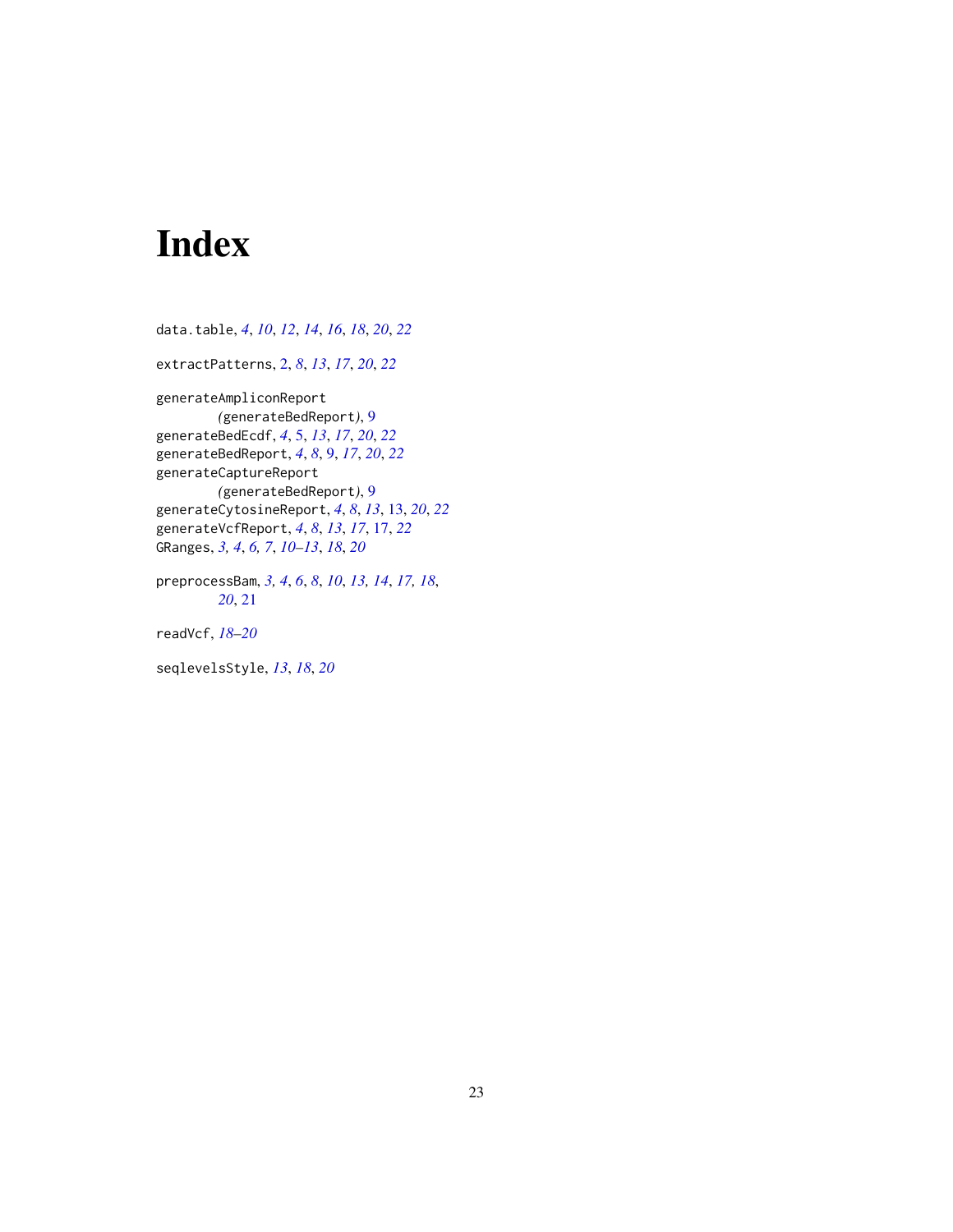# Index

data.table, *4*, *10*, *12*, *14*, *16*, *18*, *20*, *22*

extractPatterns, 2, *8*, *13*, *17*, *20*, *22*

generateAmpliconReport  
    *(*generateBedReport*)*, 9  
generateBedEcdf, *4*, 5, *13*, *17*, *20*, *22*  
generateBedReport, *4*, *8*, 9, *17*, *20*, *22*  
generateCaptureReport  
    *(*generateBedReport*)*, 9  
generateCytosineReport, *4*, *8*, *13*, 13, *20*, *22*  
generateVcfReport, *4*, *8*, *13*, *17*, 17, *22*  
GRanges, *3, 4*, *6, 7*, *10–13*, *18*, *20*

preprocessBam, *3, 4*, *6*, *8*, *10*, *13, 14*, *17, 18*, *20*, 21

readVcf, *18–20*

seqlevelsStyle, *13*, *18*, *20*